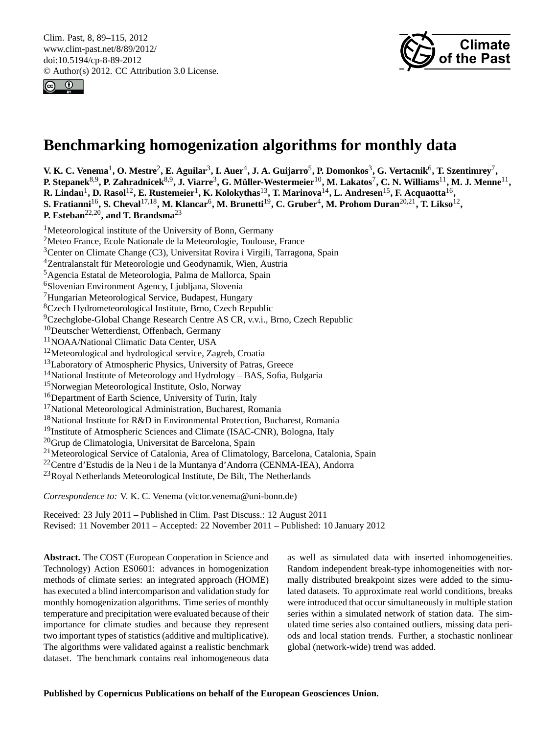# Benchmarking homogenization algorithms for monthly data

**V. K. C. Venema[1], O. Mestre[2], E. Aguilar[3], I. Auer[4], J. A. Guijarro[5], P. Domonkos[3], G. Vertacnik[6], T. Szentimrey[7], P. Stepanek[8,9], P. Zahradnicek[8,9], J. Viarre[3], G. Müller-Westermeier[10], M. Lakatos[7], C. N. Williams[11], M. J. Menne[11], R. Lindau[1], D. Rasol[12], E. Rustemeier[1], K. Kolokythas[13], T. Marinova[14], L. Andresen[15], F. Acquaotta[16], S. Fratianni[16], S. Cheval[17,18], M. Klancar[6], M. Brunetti[19], C. Gruber[4], M. Prohom Duran[20,21], T. Likso[12], P. Esteban[22,20], and T. Brandsma[23]**

[1]Meteorological institute of the University of Bonn, Germany
[2]Meteo France, Ecole Nationale de la Meteorologie, Toulouse, France
[3]Center on Climate Change (C3), Universitat Rovira i Virgili, Tarragona, Spain
[4]Zentralanstalt für Meteorologie und Geodynamik, Wien, Austria
[5]Agencia Estatal de Meteorologia, Palma de Mallorca, Spain
[6]Slovenian Environment Agency, Ljubljana, Slovenia
[7]Hungarian Meteorological Service, Budapest, Hungary
[8]Czech Hydrometeorological Institute, Brno, Czech Republic
[9]Czechglobe-Global Change Research Centre AS CR, v.v.i., Brno, Czech Republic
[10]Deutscher Wetterdienst, Offenbach, Germany
[11]NOAA/National Climatic Data Center, USA
[12]Meteorological and hydrological service, Zagreb, Croatia
[13]Laboratory of Atmospheric Physics, University of Patras, Greece
[14]National Institute of Meteorology and Hydrology – BAS, Sofia, Bulgaria
[15]Norwegian Meteorological Institute, Oslo, Norway
[16]Department of Earth Science, University of Turin, Italy
[17]National Meteorological Administration, Bucharest, Romania
[18]National Institute for R&D in Environmental Protection, Bucharest, Romania
[19]Institute of Atmospheric Sciences and Climate (ISAC-CNR), Bologna, Italy
[20]Grup de Climatologia, Universitat de Barcelona, Spain
[21]Meteorological Service of Catalonia, Area of Climatology, Barcelona, Catalonia, Spain
[22]Centre d'Estudis de la Neu i de la Muntanya d'Andorra (CENMA-IEA), Andorra
[23]Royal Netherlands Meteorological Institute, De Bilt, The Netherlands

*Correspondence to:* V. K. C. Venema (victor.venema@uni-bonn.de)

Received: 23 July 2011 – Published in Clim. Past Discuss.: 12 August 2011
Revised: 11 November 2011 – Accepted: 22 November 2011 – Published: 10 January 2012

**Abstract.** The COST (European Cooperation in Science and Technology) Action ES0601: advances in homogenization methods of climate series: an integrated approach (HOME) has executed a blind intercomparison and validation study for monthly homogenization algorithms. Time series of monthly temperature and precipitation were evaluated because of their importance for climate studies and because they represent two important types of statistics (additive and multiplicative). The algorithms were validated against a realistic benchmark dataset. The benchmark contains real inhomogeneous data as well as simulated data with inserted inhomogeneities. Random independent break-type inhomogeneities with normally distributed breakpoint sizes were added to the simulated datasets. To approximate real world conditions, breaks were introduced that occur simultaneously in multiple station series within a simulated network of station data. The simulated time series also contained outliers, missing data periods and local station trends. Further, a stochastic nonlinear global (network-wide) trend was added.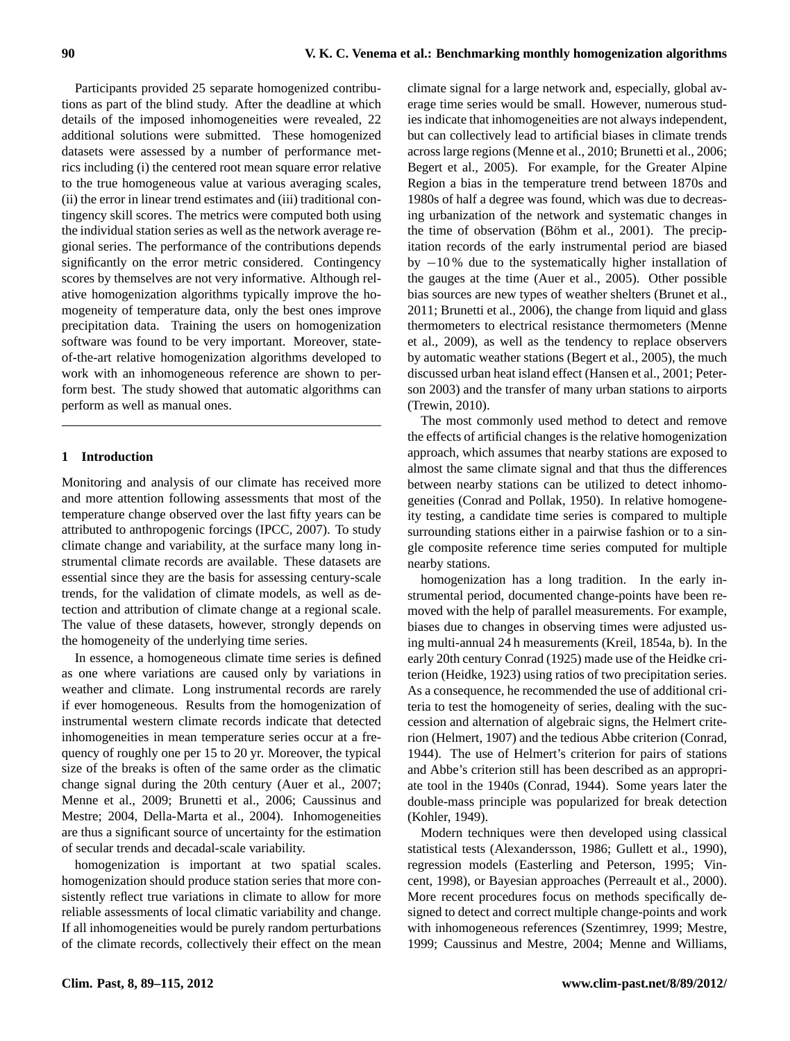Participants provided 25 separate homogenized contributions as part of the blind study. After the deadline at which details of the imposed inhomogeneities were revealed, 22 additional solutions were submitted. These homogenized datasets were assessed by a number of performance metrics including (i) the centered root mean square error relative to the true homogeneous value at various averaging scales, (ii) the error in linear trend estimates and (iii) traditional contingency skill scores. The metrics were computed both using the individual station series as well as the network average regional series. The performance of the contributions depends significantly on the error metric considered. Contingency scores by themselves are not very informative. Although relative homogenization algorithms typically improve the homogeneity of temperature data, only the best ones improve precipitation data. Training the users on homogenization software was found to be very important. Moreover, state-of-the-art relative homogenization algorithms developed to work with an inhomogeneous reference are shown to perform best. The study showed that automatic algorithms can perform as well as manual ones.

## 1 Introduction

Monitoring and analysis of our climate has received more and more attention following assessments that most of the temperature change observed over the last fifty years can be attributed to anthropogenic forcings (IPCC, 2007). To study climate change and variability, at the surface many long instrumental climate records are available. These datasets are essential since they are the basis for assessing century-scale trends, for the validation of climate models, as well as detection and attribution of climate change at a regional scale. The value of these datasets, however, strongly depends on the homogeneity of the underlying time series.

In essence, a homogeneous climate time series is defined as one where variations are caused only by variations in weather and climate. Long instrumental records are rarely if ever homogeneous. Results from the homogenization of instrumental western climate records indicate that detected inhomogeneities in mean temperature series occur at a frequency of roughly one per 15 to 20 yr. Moreover, the typical size of the breaks is often of the same order as the climatic change signal during the 20th century (Auer et al., 2007; Menne et al., 2009; Brunetti et al., 2006; Caussinus and Mestre; 2004, Della-Marta et al., 2004). Inhomogeneities are thus a significant source of uncertainty for the estimation of secular trends and decadal-scale variability.

homogenization is important at two spatial scales. homogenization should produce station series that more consistently reflect true variations in climate to allow for more reliable assessments of local climatic variability and change. If all inhomogeneities would be purely random perturbations of the climate records, collectively their effect on the mean climate signal for a large network and, especially, global average time series would be small. However, numerous studies indicate that inhomogeneities are not always independent, but can collectively lead to artificial biases in climate trends across large regions (Menne et al., 2010; Brunetti et al., 2006; Begert et al., 2005). For example, for the Greater Alpine Region a bias in the temperature trend between 1870s and 1980s of half a degree was found, which was due to decreasing urbanization of the network and systematic changes in the time of observation (Böhm et al., 2001). The precipitation records of the early instrumental period are biased by −10 % due to the systematically higher installation of the gauges at the time (Auer et al., 2005). Other possible bias sources are new types of weather shelters (Brunet et al., 2011; Brunetti et al., 2006), the change from liquid and glass thermometers to electrical resistance thermometers (Menne et al., 2009), as well as the tendency to replace observers by automatic weather stations (Begert et al., 2005), the much discussed urban heat island effect (Hansen et al., 2001; Peterson 2003) and the transfer of many urban stations to airports (Trewin, 2010).

The most commonly used method to detect and remove the effects of artificial changes is the relative homogenization approach, which assumes that nearby stations are exposed to almost the same climate signal and that thus the differences between nearby stations can be utilized to detect inhomogeneities (Conrad and Pollak, 1950). In relative homogeneity testing, a candidate time series is compared to multiple surrounding stations either in a pairwise fashion or to a single composite reference time series computed for multiple nearby stations.

homogenization has a long tradition. In the early instrumental period, documented change-points have been removed with the help of parallel measurements. For example, biases due to changes in observing times were adjusted using multi-annual 24 h measurements (Kreil, 1854a, b). In the early 20th century Conrad (1925) made use of the Heidke criterion (Heidke, 1923) using ratios of two precipitation series. As a consequence, he recommended the use of additional criteria to test the homogeneity of series, dealing with the succession and alternation of algebraic signs, the Helmert criterion (Helmert, 1907) and the tedious Abbe criterion (Conrad, 1944). The use of Helmert's criterion for pairs of stations and Abbe's criterion still has been described as an appropriate tool in the 1940s (Conrad, 1944). Some years later the double-mass principle was popularized for break detection (Kohler, 1949).

Modern techniques were then developed using classical statistical tests (Alexandersson, 1986; Gullett et al., 1990), regression models (Easterling and Peterson, 1995; Vincent, 1998), or Bayesian approaches (Perreault et al., 2000). More recent procedures focus on methods specifically designed to detect and correct multiple change-points and work with inhomogeneous references (Szentimrey, 1999; Mestre, 1999; Caussinus and Mestre, 2004; Menne and Williams,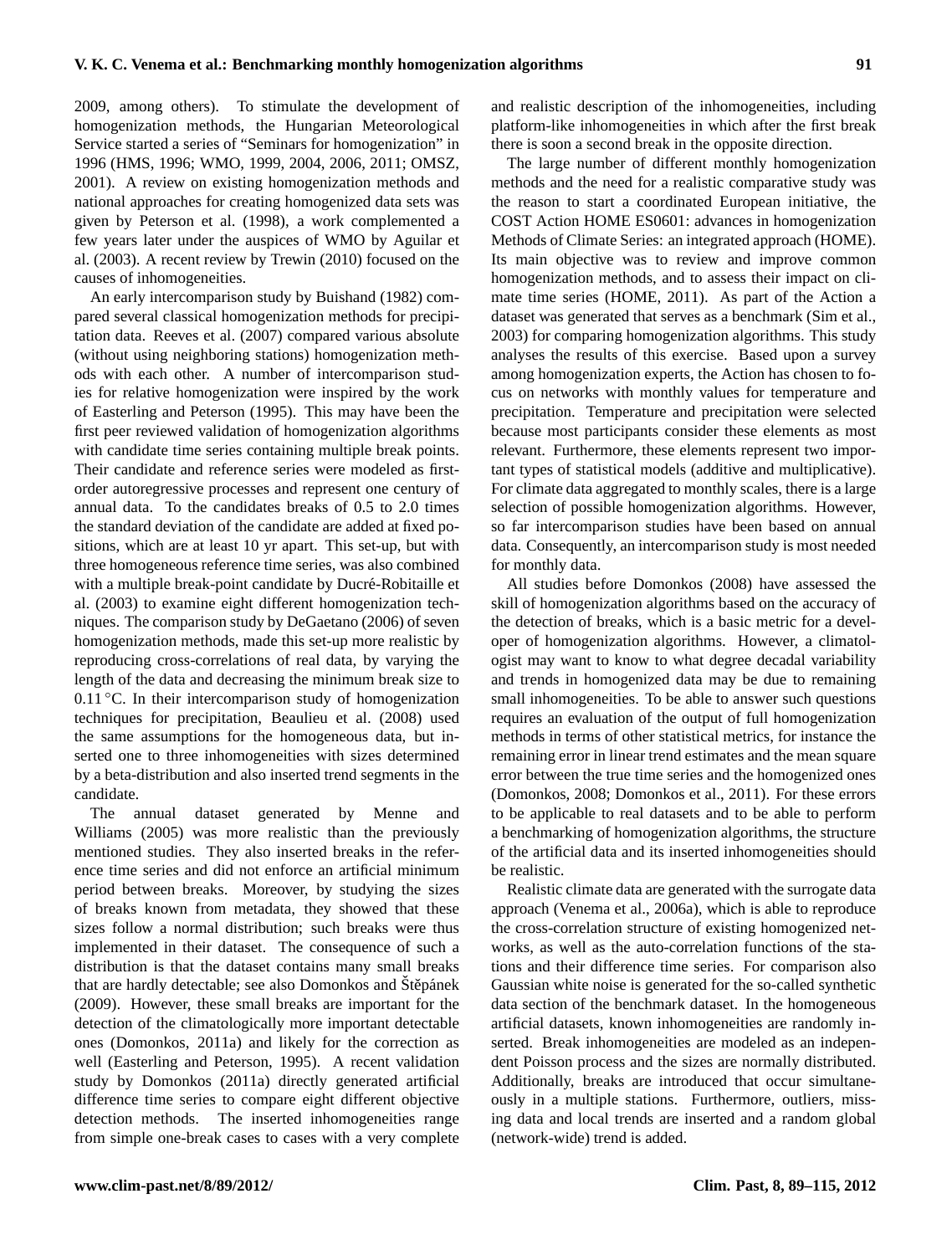2009, among others). To stimulate the development of homogenization methods, the Hungarian Meteorological Service started a series of "Seminars for homogenization" in 1996 (HMS, 1996; WMO, 1999, 2004, 2006, 2011; OMSZ, 2001). A review on existing homogenization methods and national approaches for creating homogenized data sets was given by Peterson et al. (1998), a work complemented a few years later under the auspices of WMO by Aguilar et al. (2003). A recent review by Trewin (2010) focused on the causes of inhomogeneities.

An early intercomparison study by Buishand (1982) compared several classical homogenization methods for precipitation data. Reeves et al. (2007) compared various absolute (without using neighboring stations) homogenization methods with each other. A number of intercomparison studies for relative homogenization were inspired by the work of Easterling and Peterson (1995). This may have been the first peer reviewed validation of homogenization algorithms with candidate time series containing multiple break points. Their candidate and reference series were modeled as first-order autoregressive processes and represent one century of annual data. To the candidates breaks of 0.5 to 2.0 times the standard deviation of the candidate are added at fixed positions, which are at least 10 yr apart. This set-up, but with three homogeneous reference time series, was also combined with a multiple break-point candidate by Ducré-Robitaille et al. (2003) to examine eight different homogenization techniques. The comparison study by DeGaetano (2006) of seven homogenization methods, made this set-up more realistic by reproducing cross-correlations of real data, by varying the length of the data and decreasing the minimum break size to 0.11 °C. In their intercomparison study of homogenization techniques for precipitation, Beaulieu et al. (2008) used the same assumptions for the homogeneous data, but inserted one to three inhomogeneities with sizes determined by a beta-distribution and also inserted trend segments in the candidate.

The annual dataset generated by Menne and Williams (2005) was more realistic than the previously mentioned studies. They also inserted breaks in the reference time series and did not enforce an artificial minimum period between breaks. Moreover, by studying the sizes of breaks known from metadata, they showed that these sizes follow a normal distribution; such breaks were thus implemented in their dataset. The consequence of such a distribution is that the dataset contains many small breaks that are hardly detectable; see also Domonkos and Štěpánek (2009). However, these small breaks are important for the detection of the climatologically more important detectable ones (Domonkos, 2011a) and likely for the correction as well (Easterling and Peterson, 1995). A recent validation study by Domonkos (2011a) directly generated artificial difference time series to compare eight different objective detection methods. The inserted inhomogeneities range from simple one-break cases to cases with a very complete and realistic description of the inhomogeneities, including platform-like inhomogeneities in which after the first break there is soon a second break in the opposite direction.

The large number of different monthly homogenization methods and the need for a realistic comparative study was the reason to start a coordinated European initiative, the COST Action HOME ES0601: advances in homogenization Methods of Climate Series: an integrated approach (HOME). Its main objective was to review and improve common homogenization methods, and to assess their impact on climate time series (HOME, 2011). As part of the Action a dataset was generated that serves as a benchmark (Sim et al., 2003) for comparing homogenization algorithms. This study analyses the results of this exercise. Based upon a survey among homogenization experts, the Action has chosen to focus on networks with monthly values for temperature and precipitation. Temperature and precipitation were selected because most participants consider these elements as most relevant. Furthermore, these elements represent two important types of statistical models (additive and multiplicative). For climate data aggregated to monthly scales, there is a large selection of possible homogenization algorithms. However, so far intercomparison studies have been based on annual data. Consequently, an intercomparison study is most needed for monthly data.

All studies before Domonkos (2008) have assessed the skill of homogenization algorithms based on the accuracy of the detection of breaks, which is a basic metric for a developer of homogenization algorithms. However, a climatologist may want to know to what degree decadal variability and trends in homogenized data may be due to remaining small inhomogeneities. To be able to answer such questions requires an evaluation of the output of full homogenization methods in terms of other statistical metrics, for instance the remaining error in linear trend estimates and the mean square error between the true time series and the homogenized ones (Domonkos, 2008; Domonkos et al., 2011). For these errors to be applicable to real datasets and to be able to perform a benchmarking of homogenization algorithms, the structure of the artificial data and its inserted inhomogeneities should be realistic.

Realistic climate data are generated with the surrogate data approach (Venema et al., 2006a), which is able to reproduce the cross-correlation structure of existing homogenized networks, as well as the auto-correlation functions of the stations and their difference time series. For comparison also Gaussian white noise is generated for the so-called synthetic data section of the benchmark dataset. In the homogeneous artificial datasets, known inhomogeneities are randomly inserted. Break inhomogeneities are modeled as an independent Poisson process and the sizes are normally distributed. Additionally, breaks are introduced that occur simultaneously in a multiple stations. Furthermore, outliers, missing data and local trends are inserted and a random global (network-wide) trend is added.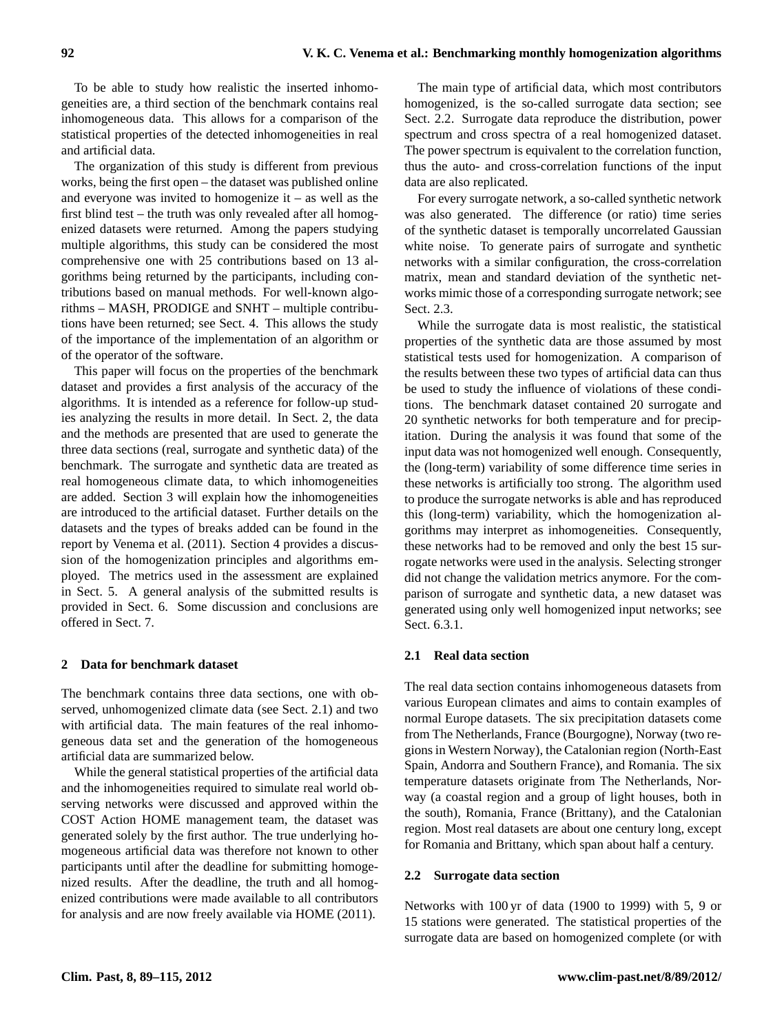To be able to study how realistic the inserted inhomogeneities are, a third section of the benchmark contains real inhomogeneous data. This allows for a comparison of the statistical properties of the detected inhomogeneities in real and artificial data.

The organization of this study is different from previous works, being the first open – the dataset was published online and everyone was invited to homogenize it – as well as the first blind test – the truth was only revealed after all homogenized datasets were returned. Among the papers studying multiple algorithms, this study can be considered the most comprehensive one with 25 contributions based on 13 algorithms being returned by the participants, including contributions based on manual methods. For well-known algorithms – MASH, PRODIGE and SNHT – multiple contributions have been returned; see Sect. 4. This allows the study of the importance of the implementation of an algorithm or of the operator of the software.

This paper will focus on the properties of the benchmark dataset and provides a first analysis of the accuracy of the algorithms. It is intended as a reference for follow-up studies analyzing the results in more detail. In Sect. 2, the data and the methods are presented that are used to generate the three data sections (real, surrogate and synthetic data) of the benchmark. The surrogate and synthetic data are treated as real homogeneous climate data, to which inhomogeneities are added. Section 3 will explain how the inhomogeneities are introduced to the artificial dataset. Further details on the datasets and the types of breaks added can be found in the report by Venema et al. (2011). Section 4 provides a discussion of the homogenization principles and algorithms employed. The metrics used in the assessment are explained in Sect. 5. A general analysis of the submitted results is provided in Sect. 6. Some discussion and conclusions are offered in Sect. 7.

## 2 Data for benchmark dataset

The benchmark contains three data sections, one with observed, unhomogenized climate data (see Sect. 2.1) and two with artificial data. The main features of the real inhomogeneous data set and the generation of the homogeneous artificial data are summarized below.

While the general statistical properties of the artificial data and the inhomogeneities required to simulate real world observing networks were discussed and approved within the COST Action HOME management team, the dataset was generated solely by the first author. The true underlying homogeneous artificial data was therefore not known to other participants until after the deadline for submitting homogenized results. After the deadline, the truth and all homogenized contributions were made available to all contributors for analysis and are now freely available via HOME (2011).

The main type of artificial data, which most contributors homogenized, is the so-called surrogate data section; see Sect. 2.2. Surrogate data reproduce the distribution, power spectrum and cross spectra of a real homogenized dataset. The power spectrum is equivalent to the correlation function, thus the auto- and cross-correlation functions of the input data are also replicated.

For every surrogate network, a so-called synthetic network was also generated. The difference (or ratio) time series of the synthetic dataset is temporally uncorrelated Gaussian white noise. To generate pairs of surrogate and synthetic networks with a similar configuration, the cross-correlation matrix, mean and standard deviation of the synthetic networks mimic those of a corresponding surrogate network; see Sect. 2.3.

While the surrogate data is most realistic, the statistical properties of the synthetic data are those assumed by most statistical tests used for homogenization. A comparison of the results between these two types of artificial data can thus be used to study the influence of violations of these conditions. The benchmark dataset contained 20 surrogate and 20 synthetic networks for both temperature and for precipitation. During the analysis it was found that some of the input data was not homogenized well enough. Consequently, the (long-term) variability of some difference time series in these networks is artificially too strong. The algorithm used to produce the surrogate networks is able and has reproduced this (long-term) variability, which the homogenization algorithms may interpret as inhomogeneities. Consequently, these networks had to be removed and only the best 15 surrogate networks were used in the analysis. Selecting stronger did not change the validation metrics anymore. For the comparison of surrogate and synthetic data, a new dataset was generated using only well homogenized input networks; see Sect. 6.3.1.

### 2.1 Real data section

The real data section contains inhomogeneous datasets from various European climates and aims to contain examples of normal Europe datasets. The six precipitation datasets come from The Netherlands, France (Bourgogne), Norway (two regions in Western Norway), the Catalonian region (North-East Spain, Andorra and Southern France), and Romania. The six temperature datasets originate from The Netherlands, Norway (a coastal region and a group of light houses, both in the south), Romania, France (Brittany), and the Catalonian region. Most real datasets are about one century long, except for Romania and Brittany, which span about half a century.

### 2.2 Surrogate data section

Networks with 100 yr of data (1900 to 1999) with 5, 9 or 15 stations were generated. The statistical properties of the surrogate data are based on homogenized complete (or with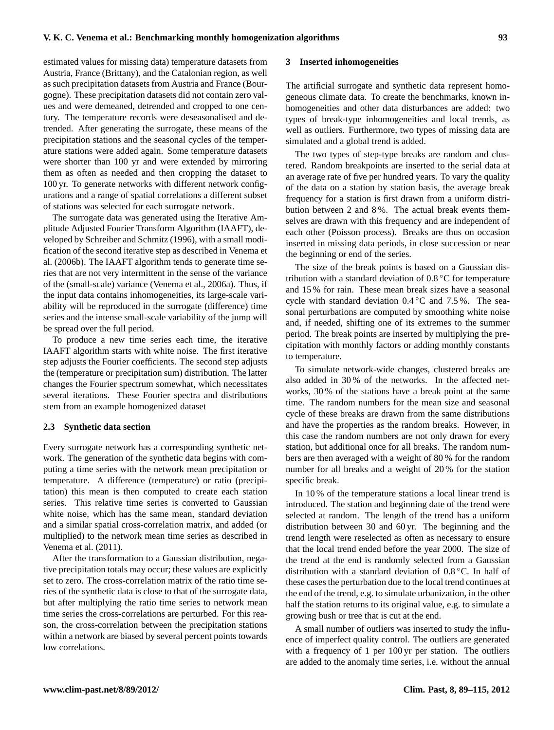estimated values for missing data) temperature datasets from Austria, France (Brittany), and the Catalonian region, as well as such precipitation datasets from Austria and France (Bourgogne). These precipitation datasets did not contain zero values and were demeaned, detrended and cropped to one century. The temperature records were deseasonalised and detrended. After generating the surrogate, these means of the precipitation stations and the seasonal cycles of the temperature stations were added again. Some temperature datasets were shorter than 100 yr and were extended by mirroring them as often as needed and then cropping the dataset to 100 yr. To generate networks with different network configurations and a range of spatial correlations a different subset of stations was selected for each surrogate network.

The surrogate data was generated using the Iterative Amplitude Adjusted Fourier Transform Algorithm (IAAFT), developed by Schreiber and Schmitz (1996), with a small modification of the second iterative step as described in Venema et al. (2006b). The IAAFT algorithm tends to generate time series that are not very intermittent in the sense of the variance of the (small-scale) variance (Venema et al., 2006a). Thus, if the input data contains inhomogeneities, its large-scale variability will be reproduced in the surrogate (difference) time series and the intense small-scale variability of the jump will be spread over the full period.

To produce a new time series each time, the iterative IAAFT algorithm starts with white noise. The first iterative step adjusts the Fourier coefficients. The second step adjusts the (temperature or precipitation sum) distribution. The latter changes the Fourier spectrum somewhat, which necessitates several iterations. These Fourier spectra and distributions stem from an example homogenized dataset

### 2.3 Synthetic data section

Every surrogate network has a corresponding synthetic network. The generation of the synthetic data begins with computing a time series with the network mean precipitation or temperature. A difference (temperature) or ratio (precipitation) this mean is then computed to create each station series. This relative time series is converted to Gaussian white noise, which has the same mean, standard deviation and a similar spatial cross-correlation matrix, and added (or multiplied) to the network mean time series as described in Venema et al. (2011).

After the transformation to a Gaussian distribution, negative precipitation totals may occur; these values are explicitly set to zero. The cross-correlation matrix of the ratio time series of the synthetic data is close to that of the surrogate data, but after multiplying the ratio time series to network mean time series the cross-correlations are perturbed. For this reason, the cross-correlation between the precipitation stations within a network are biased by several percent points towards low correlations.

## 3 Inserted inhomogeneities

The artificial surrogate and synthetic data represent homogeneous climate data. To create the benchmarks, known inhomogeneities and other data disturbances are added: two types of break-type inhomogeneities and local trends, as well as outliers. Furthermore, two types of missing data are simulated and a global trend is added.

The two types of step-type breaks are random and clustered. Random breakpoints are inserted to the serial data at an average rate of five per hundred years. To vary the quality of the data on a station by station basis, the average break frequency for a station is first drawn from a uniform distribution between 2 and 8 %. The actual break events themselves are drawn with this frequency and are independent of each other (Poisson process). Breaks are thus on occasion inserted in missing data periods, in close succession or near the beginning or end of the series.

The size of the break points is based on a Gaussian distribution with a standard deviation of 0.8 °C for temperature and 15 % for rain. These mean break sizes have a seasonal cycle with standard deviation 0.4 °C and 7.5 %. The seasonal perturbations are computed by smoothing white noise and, if needed, shifting one of its extremes to the summer period. The break points are inserted by multiplying the precipitation with monthly factors or adding monthly constants to temperature.

To simulate network-wide changes, clustered breaks are also added in 30 % of the networks. In the affected networks, 30 % of the stations have a break point at the same time. The random numbers for the mean size and seasonal cycle of these breaks are drawn from the same distributions and have the properties as the random breaks. However, in this case the random numbers are not only drawn for every station, but additional once for all breaks. The random numbers are then averaged with a weight of 80 % for the random number for all breaks and a weight of 20 % for the station specific break.

In 10 % of the temperature stations a local linear trend is introduced. The station and beginning date of the trend were selected at random. The length of the trend has a uniform distribution between 30 and 60 yr. The beginning and the trend length were reselected as often as necessary to ensure that the local trend ended before the year 2000. The size of the trend at the end is randomly selected from a Gaussian distribution with a standard deviation of 0.8 °C. In half of these cases the perturbation due to the local trend continues at the end of the trend, e.g. to simulate urbanization, in the other half the station returns to its original value, e.g. to simulate a growing bush or tree that is cut at the end.

A small number of outliers was inserted to study the influence of imperfect quality control. The outliers are generated with a frequency of 1 per 100 yr per station. The outliers are added to the anomaly time series, i.e. without the annual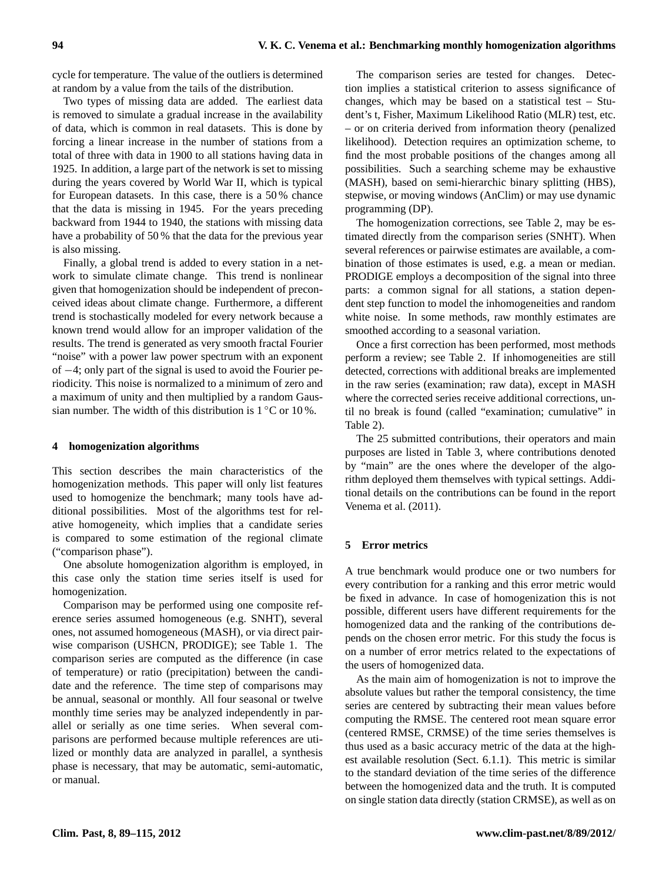cycle for temperature. The value of the outliers is determined at random by a value from the tails of the distribution.

Two types of missing data are added. The earliest data is removed to simulate a gradual increase in the availability of data, which is common in real datasets. This is done by forcing a linear increase in the number of stations from a total of three with data in 1900 to all stations having data in 1925. In addition, a large part of the network is set to missing during the years covered by World War II, which is typical for European datasets. In this case, there is a 50 % chance that the data is missing in 1945. For the years preceding backward from 1944 to 1940, the stations with missing data have a probability of 50 % that the data for the previous year is also missing.

Finally, a global trend is added to every station in a network to simulate climate change. This trend is nonlinear given that homogenization should be independent of preconceived ideas about climate change. Furthermore, a different trend is stochastically modeled for every network because a known trend would allow for an improper validation of the results. The trend is generated as very smooth fractal Fourier "noise" with a power law power spectrum with an exponent of $-4$; only part of the signal is used to avoid the Fourier periodicity. This noise is normalized to a minimum of zero and a maximum of unity and then multiplied by a random Gaussian number. The width of this distribution is 1 °C or 10 %.

## 4 homogenization algorithms

This section describes the main characteristics of the homogenization methods. This paper will only list features used to homogenize the benchmark; many tools have additional possibilities. Most of the algorithms test for relative homogeneity, which implies that a candidate series is compared to some estimation of the regional climate ("comparison phase").

One absolute homogenization algorithm is employed, in this case only the station time series itself is used for homogenization.

Comparison may be performed using one composite reference series assumed homogeneous (e.g. SNHT), several ones, not assumed homogeneous (MASH), or via direct pairwise comparison (USHCN, PRODIGE); see Table 1. The comparison series are computed as the difference (in case of temperature) or ratio (precipitation) between the candidate and the reference. The time step of comparisons may be annual, seasonal or monthly. All four seasonal or twelve monthly time series may be analyzed independently in parallel or serially as one time series. When several comparisons are performed because multiple references are utilized or monthly data are analyzed in parallel, a synthesis phase is necessary, that may be automatic, semi-automatic, or manual.

The comparison series are tested for changes. Detection implies a statistical criterion to assess significance of changes, which may be based on a statistical test – Student's t, Fisher, Maximum Likelihood Ratio (MLR) test, etc. – or on criteria derived from information theory (penalized likelihood). Detection requires an optimization scheme, to find the most probable positions of the changes among all possibilities. Such a searching scheme may be exhaustive (MASH), based on semi-hierarchic binary splitting (HBS), stepwise, or moving windows (AnClim) or may use dynamic programming (DP).

The homogenization corrections, see Table 2, may be estimated directly from the comparison series (SNHT). When several references or pairwise estimates are available, a combination of those estimates is used, e.g. a mean or median. PRODIGE employs a decomposition of the signal into three parts: a common signal for all stations, a station dependent step function to model the inhomogeneities and random white noise. In some methods, raw monthly estimates are smoothed according to a seasonal variation.

Once a first correction has been performed, most methods perform a review; see Table 2. If inhomogeneities are still detected, corrections with additional breaks are implemented in the raw series (examination; raw data), except in MASH where the corrected series receive additional corrections, until no break is found (called "examination; cumulative" in Table 2).

The 25 submitted contributions, their operators and main purposes are listed in Table 3, where contributions denoted by "main" are the ones where the developer of the algorithm deployed them themselves with typical settings. Additional details on the contributions can be found in the report Venema et al. (2011).

## 5 Error metrics

A true benchmark would produce one or two numbers for every contribution for a ranking and this error metric would be fixed in advance. In case of homogenization this is not possible, different users have different requirements for the homogenized data and the ranking of the contributions depends on the chosen error metric. For this study the focus is on a number of error metrics related to the expectations of the users of homogenized data.

As the main aim of homogenization is not to improve the absolute values but rather the temporal consistency, the time series are centered by subtracting their mean values before computing the RMSE. The centered root mean square error (centered RMSE, CRMSE) of the time series themselves is thus used as a basic accuracy metric of the data at the highest available resolution (Sect. 6.1.1). This metric is similar to the standard deviation of the time series of the difference between the homogenized data and the truth. It is computed on single station data directly (station CRMSE), as well as on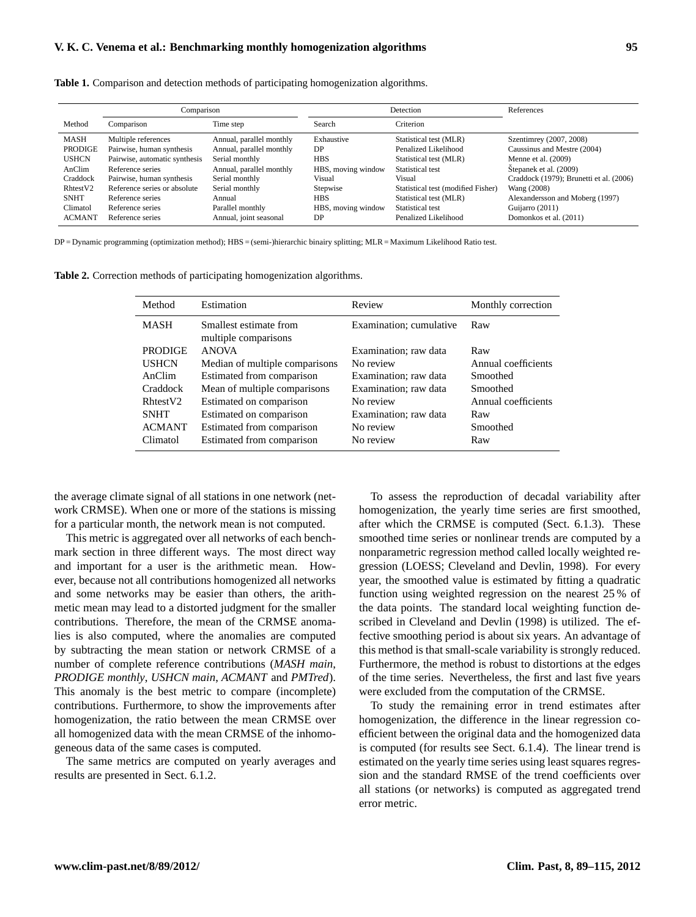**Table 1.** Comparison and detection methods of participating homogenization algorithms.

| | Comparison | | Detection | | References |
|---|---|---|---|---|---|
| Method | Comparison | Time step | Search | Criterion | |
| MASH | Multiple references | Annual, parallel monthly | Exhaustive | Statistical test (MLR) | Szentimrey (2007, 2008) |
| PRODIGE | Pairwise, human synthesis | Annual, parallel monthly | DP | Penalized Likelihood | Caussinus and Mestre (2004) |
| USHCN | Pairwise, automatic synthesis | Serial monthly | HBS | Statistical test (MLR) | Menne et al. (2009) |
| AnClim | Reference series | Annual, parallel monthly | HBS, moving window | Statistical test | Štepanek et al. (2009) |
| Craddock | Pairwise, human synthesis | Serial monthly | Visual | Visual | Craddock (1979); Brunetti et al. (2006) |
| RhtestV2 | Reference series or absolute | Serial monthly | Stepwise | Statistical test (modified Fisher) | Wang (2008) |
| SNHT | Reference series | Annual | HBS | Statistical test (MLR) | Alexandersson and Moberg (1997) |
| Climatol | Reference series | Parallel monthly | HBS, moving window | Statistical test | Guijarro (2011) |
| ACMANT | Reference series | Annual, joint seasonal | DP | Penalized Likelihood | Domonkos et al. (2011) |

DP = Dynamic programming (optimization method); HBS = (semi-)hierarchic binairy splitting; MLR = Maximum Likelihood Ratio test.

**Table 2.** Correction methods of participating homogenization algorithms.

| Method | Estimation | Review | Monthly correction |
|---|---|---|---|
| MASH | Smallest estimate from multiple comparisons | Examination; cumulative | Raw |
| PRODIGE | ANOVA | Examination; raw data | Raw |
| USHCN | Median of multiple comparisons | No review | Annual coefficients |
| AnClim | Estimated from comparison | Examination; raw data | Smoothed |
| Craddock | Mean of multiple comparisons | Examination; raw data | Smoothed |
| RhtestV2 | Estimated on comparison | No review | Annual coefficients |
| SNHT | Estimated on comparison | Examination; raw data | Raw |
| ACMANT | Estimated from comparison | No review | Smoothed |
| Climatol | Estimated from comparison | No review | Raw |

the average climate signal of all stations in one network (network CRMSE). When one or more of the stations is missing for a particular month, the network mean is not computed.

This metric is aggregated over all networks of each benchmark section in three different ways. The most direct way and important for a user is the arithmetic mean. However, because not all contributions homogenized all networks and some networks may be easier than others, the arithmetic mean may lead to a distorted judgment for the smaller contributions. Therefore, the mean of the CRMSE anomalies is also computed, where the anomalies are computed by subtracting the mean station or network CRMSE of a number of complete reference contributions (*MASH main*, *PRODIGE monthly*, *USHCN main*, *ACMANT* and *PMTred*). This anomaly is the best metric to compare (incomplete) contributions. Furthermore, to show the improvements after homogenization, the ratio between the mean CRMSE over all homogenized data with the mean CRMSE of the inhomogeneous data of the same cases is computed.

The same metrics are computed on yearly averages and results are presented in Sect. 6.1.2.

To assess the reproduction of decadal variability after homogenization, the yearly time series are first smoothed, after which the CRMSE is computed (Sect. 6.1.3). These smoothed time series or nonlinear trends are computed by a nonparametric regression method called locally weighted regression (LOESS; Cleveland and Devlin, 1998). For every year, the smoothed value is estimated by fitting a quadratic function using weighted regression on the nearest 25 % of the data points. The standard local weighting function described in Cleveland and Devlin (1998) is utilized. The effective smoothing period is about six years. An advantage of this method is that small-scale variability is strongly reduced. Furthermore, the method is robust to distortions at the edges of the time series. Nevertheless, the first and last five years were excluded from the computation of the CRMSE.

To study the remaining error in trend estimates after homogenization, the difference in the linear regression coefficient between the original data and the homogenized data is computed (for results see Sect. 6.1.4). The linear trend is estimated on the yearly time series using least squares regression and the standard RMSE of the trend coefficients over all stations (or networks) is computed as aggregated trend error metric.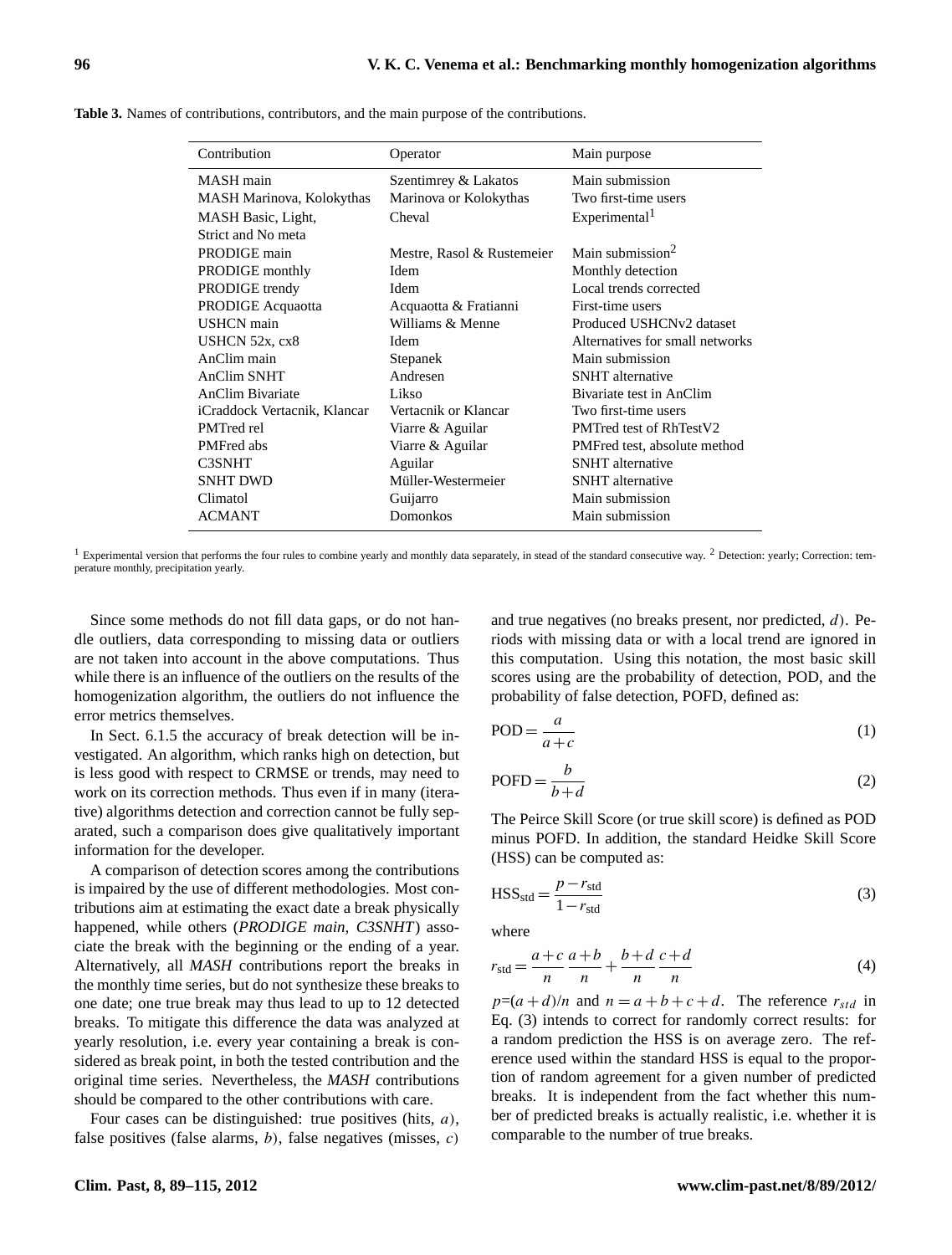**Table 3.** Names of contributions, contributors, and the main purpose of the contributions.

| Contribution | Operator | Main purpose |
|---|---|---|
| MASH main | Szentimrey & Lakatos | Main submission |
| MASH Marinova, Kolokythas | Marinova or Kolokythas | Two first-time users |
| MASH Basic, Light, Strict and No meta | Cheval | Experimental[1] |
| PRODIGE main | Mestre, Rasol & Rustemeier | Main submission[2] |
| PRODIGE monthly | Idem | Monthly detection |
| PRODIGE trendy | Idem | Local trends corrected |
| PRODIGE Acquaotta | Acquaotta & Fratianni | First-time users |
| USHCN main | Williams & Menne | Produced USHCNv2 dataset |
| USHCN 52x, cx8 | Idem | Alternatives for small networks |
| AnClim main | Stepanek | Main submission |
| AnClim SNHT | Andresen | SNHT alternative |
| AnClim Bivariate | Likso | Bivariate test in AnClim |
| iCraddock Vertacnik, Klancar | Vertacnik or Klancar | Two first-time users |
| PMTred rel | Viarre & Aguilar | PMTred test of RhTestV2 |
| PMFred abs | Viarre & Aguilar | PMFred test, absolute method |
| C3SNHT | Aguilar | SNHT alternative |
| SNHT DWD | Müller-Westermeier | SNHT alternative |
| Climatol | Guijarro | Main submission |
| ACMANT | Domonkos | Main submission |

[1] Experimental version that performs the four rules to combine yearly and monthly data separately, in stead of the standard consecutive way. [2] Detection: yearly; Correction: temperature monthly, precipitation yearly.

Since some methods do not fill data gaps, or do not handle outliers, data corresponding to missing data or outliers are not taken into account in the above computations. Thus while there is an influence of the outliers on the results of the homogenization algorithm, the outliers do not influence the error metrics themselves.

In Sect. 6.1.5 the accuracy of break detection will be investigated. An algorithm, which ranks high on detection, but is less good with respect to CRMSE or trends, may need to work on its correction methods. Thus even if in many (iterative) algorithms detection and correction cannot be fully separated, such a comparison does give qualitatively important information for the developer.

A comparison of detection scores among the contributions is impaired by the use of different methodologies. Most contributions aim at estimating the exact date a break physically happened, while others (*PRODIGE main, C3SNHT*) associate the break with the beginning or the ending of a year. Alternatively, all *MASH* contributions report the breaks in the monthly time series, but do not synthesize these breaks to one date; one true break may thus lead to up to 12 detected breaks. To mitigate this difference the data was analyzed at yearly resolution, i.e. every year containing a break is considered as break point, in both the tested contribution and the original time series. Nevertheless, the *MASH* contributions should be compared to the other contributions with care.

Four cases can be distinguished: true positives (hits, $a$), false positives (false alarms, $b$), false negatives (misses, $c$) and true negatives (no breaks present, nor predicted, $d$). Periods with missing data or with a local trend are ignored in this computation. Using this notation, the most basic skill scores using are the probability of detection, POD, and the probability of false detection, POFD, defined as:

$$\text{POD} = \frac{a}{a+c} \tag{1}$$

$$\text{POFD} = \frac{b}{b+d} \tag{2}$$

The Peirce Skill Score (or true skill score) is defined as POD minus POFD. In addition, the standard Heidke Skill Score (HSS) can be computed as:

$$\text{HSS}_{\text{std}} = \frac{p - r_{\text{std}}}{1 - r_{\text{std}}} \tag{3}$$

where

$$r_{\text{std}} = \frac{a+c}{n}\,\frac{a+b}{n} + \frac{b+d}{n}\,\frac{c+d}{n} \tag{4}$$

$p=(a+d)/n$ and $n = a+b+c+d$. The reference $r_{std}$ in Eq. (3) intends to correct for randomly correct results: for a random prediction the HSS is on average zero. The reference used within the standard HSS is equal to the proportion of random agreement for a given number of predicted breaks. It is independent from the fact whether this number of predicted breaks is actually realistic, i.e. whether it is comparable to the number of true breaks.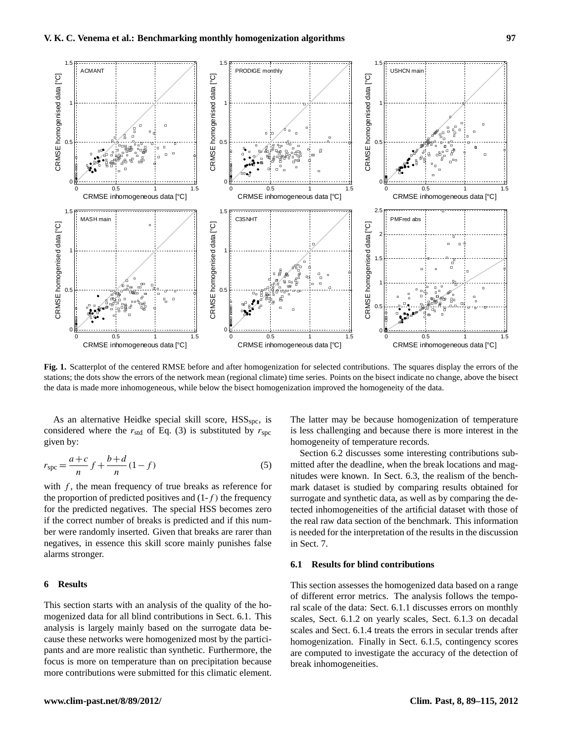**Fig. 1.** Scatterplot of the centered RMSE before and after homogenization for selected contributions. The squares display the errors of the stations; the dots show the errors of the network mean (regional climate) time series. Points on the bisect indicate no change, above the bisect the data is made more inhomogeneous, while below the bisect homogenization improved the homogeneity of the data.

As an alternative Heidke special skill score, $HSS_{spc}$, is considered where the $r_{std}$ of Eq. (3) is substituted by $r_{spc}$ given by:

$$r_{spc} = \frac{a+c}{n} f + \frac{b+d}{n}(1-f) \tag{5}$$

with $f$, the mean frequency of true breaks as reference for the proportion of predicted positives and (1-$f$) the frequency for the predicted negatives. The special HSS becomes zero if the correct number of breaks is predicted and if this number were randomly inserted. Given that breaks are rarer than negatives, in essence this skill score mainly punishes false alarms stronger.

## 6 Results

This section starts with an analysis of the quality of the homogenized data for all blind contributions in Sect. 6.1. This analysis is largely mainly based on the surrogate data because these networks were homogenized most by the participants and are more realistic than synthetic. Furthermore, the focus is more on temperature than on precipitation because more contributions were submitted for this climatic element. The latter may be because homogenization of temperature is less challenging and because there is more interest in the homogeneity of temperature records.

Section 6.2 discusses some interesting contributions submitted after the deadline, when the break locations and magnitudes were known. In Sect. 6.3, the realism of the benchmark dataset is studied by comparing results obtained for surrogate and synthetic data, as well as by comparing the detected inhomogeneities of the artificial dataset with those of the real raw data section of the benchmark. This information is needed for the interpretation of the results in the discussion in Sect. 7.

### 6.1 Results for blind contributions

This section assesses the homogenized data based on a range of different error metrics. The analysis follows the temporal scale of the data: Sect. 6.1.1 discusses errors on monthly scales, Sect. 6.1.2 on yearly scales, Sect. 6.1.3 on decadal scales and Sect. 6.1.4 treats the errors in secular trends after homogenization. Finally in Sect. 6.1.5, contingency scores are computed to investigate the accuracy of the detection of break inhomogeneities.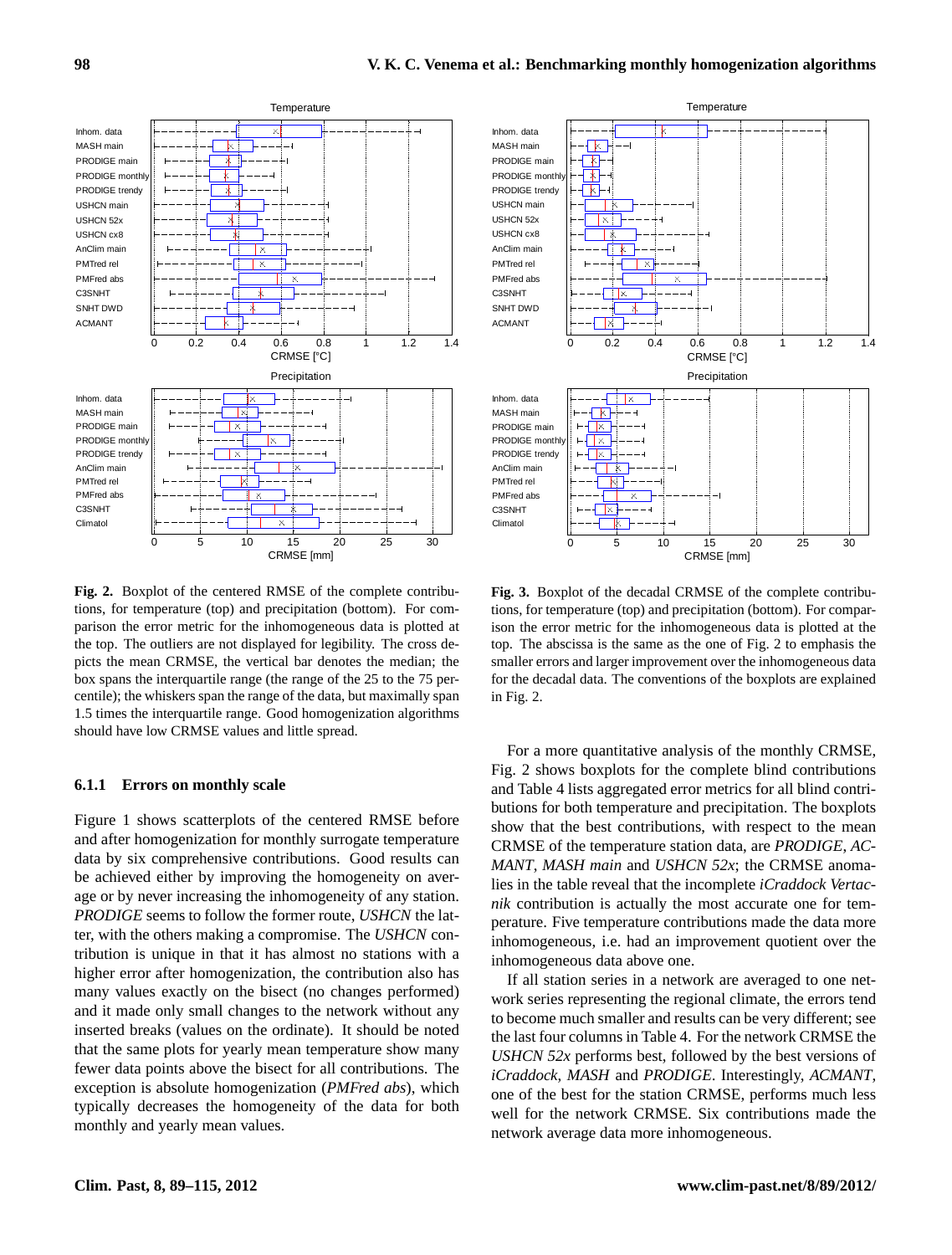**Fig. 2.** Boxplot of the centered RMSE of the complete contributions, for temperature (top) and precipitation (bottom). For comparison the error metric for the inhomogeneous data is plotted at the top. The outliers are not displayed for legibility. The cross depicts the mean CRMSE, the vertical bar denotes the median; the box spans the interquartile range (the range of the 25 to the 75 percentile); the whiskers span the range of the data, but maximally span 1.5 times the interquartile range. Good homogenization algorithms should have low CRMSE values and little spread.

**Fig. 3.** Boxplot of the decadal CRMSE of the complete contributions, for temperature (top) and precipitation (bottom). For comparison the error metric for the inhomogeneous data is plotted at the top. The abscissa is the same as the one of Fig. 2 to emphasis the smaller errors and larger improvement over the inhomogeneous data for the decadal data. The conventions of the boxplots are explained in Fig. 2.

### 6.1.1 Errors on monthly scale

Figure 1 shows scatterplots of the centered RMSE before and after homogenization for monthly surrogate temperature data by six comprehensive contributions. Good results can be achieved either by improving the homogeneity on average or by never increasing the inhomogeneity of any station. *PRODIGE* seems to follow the former route, *USHCN* the latter, with the others making a compromise. The *USHCN* contribution is unique in that it has almost no stations with a higher error after homogenization, the contribution also has many values exactly on the bisect (no changes performed) and it made only small changes to the network without any inserted breaks (values on the ordinate). It should be noted that the same plots for yearly mean temperature show many fewer data points above the bisect for all contributions. The exception is absolute homogenization (*PMFred abs*), which typically decreases the homogeneity of the data for both monthly and yearly mean values.

For a more quantitative analysis of the monthly CRMSE, Fig. 2 shows boxplots for the complete blind contributions and Table 4 lists aggregated error metrics for all blind contributions for both temperature and precipitation. The boxplots show that the best contributions, with respect to the mean CRMSE of the temperature station data, are *PRODIGE*, *ACMANT*, *MASH main* and *USHCN 52x*; the CRMSE anomalies in the table reveal that the incomplete *iCraddock Vertacnik* contribution is actually the most accurate one for temperature. Five temperature contributions made the data more inhomogeneous, i.e. had an improvement quotient over the inhomogeneous data above one.

If all station series in a network are averaged to one network series representing the regional climate, the errors tend to become much smaller and results can be very different; see the last four columns in Table 4. For the network CRMSE the *USHCN 52x* performs best, followed by the best versions of *iCraddock*, *MASH* and *PRODIGE*. Interestingly, *ACMANT*, one of the best for the station CRMSE, performs much less well for the network CRMSE. Six contributions made the network average data more inhomogeneous.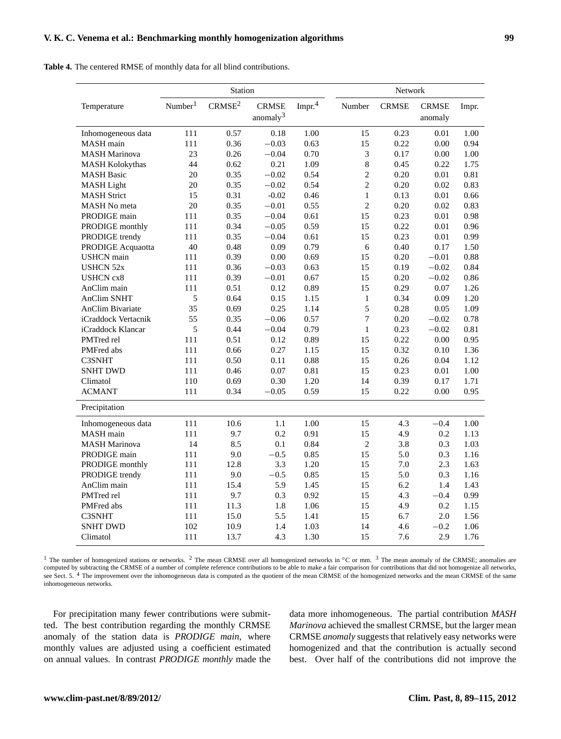**Table 4.** The centered RMSE of monthly data for all blind contributions.

| Temperature | Station | | | | Network | | | |
|---|---|---|---|---|---|---|---|---|
| | Number[1] | CRMSE[2] | CRMSE anomaly[3] | Impr.[4] | Number | CRMSE | CRMSE anomaly | Impr. |
| Inhomogeneous data | 111 | 0.57 | 0.18 | 1.00 | 15 | 0.23 | 0.01 | 1.00 |
| MASH main | 111 | 0.36 | −0.03 | 0.63 | 15 | 0.22 | 0.00 | 0.94 |
| MASH Marinova | 23 | 0.26 | −0.04 | 0.70 | 3 | 0.17 | 0.00 | 1.00 |
| MASH Kolokythas | 44 | 0.62 | 0.21 | 1.09 | 8 | 0.45 | 0.22 | 1.75 |
| MASH Basic | 20 | 0.35 | −0.02 | 0.54 | 2 | 0.20 | 0.01 | 0.81 |
| MASH Light | 20 | 0.35 | −0.02 | 0.54 | 2 | 0.20 | 0.02 | 0.83 |
| MASH Strict | 15 | 0.31 | -0.02 | 0.46 | 1 | 0.13 | 0.01 | 0.66 |
| MASH No meta | 20 | 0.35 | −0.01 | 0.55 | 2 | 0.20 | 0.02 | 0.83 |
| PRODIGE main | 111 | 0.35 | −0.04 | 0.61 | 15 | 0.23 | 0.01 | 0.98 |
| PRODIGE monthly | 111 | 0.34 | −0.05 | 0.59 | 15 | 0.22 | 0.01 | 0.96 |
| PRODIGE trendy | 111 | 0.35 | −0.04 | 0.61 | 15 | 0.23 | 0.01 | 0.99 |
| PRODIGE Acquaotta | 40 | 0.48 | 0.09 | 0.79 | 6 | 0.40 | 0.17 | 1.50 |
| USHCN main | 111 | 0.39 | 0.00 | 0.69 | 15 | 0.20 | −0.01 | 0.88 |
| USHCN 52x | 111 | 0.36 | −0.03 | 0.63 | 15 | 0.19 | −0.02 | 0.84 |
| USHCN cx8 | 111 | 0.39 | −0.01 | 0.67 | 15 | 0.20 | −0.02 | 0.86 |
| AnClim main | 111 | 0.51 | 0.12 | 0.89 | 15 | 0.29 | 0.07 | 1.26 |
| AnClim SNHT | 5 | 0.64 | 0.15 | 1.15 | 1 | 0.34 | 0.09 | 1.20 |
| AnClim Bivariate | 35 | 0.69 | 0.25 | 1.14 | 5 | 0.28 | 0.05 | 1.09 |
| iCraddock Vertacnik | 55 | 0.35 | −0.06 | 0.57 | 7 | 0.20 | −0.02 | 0.78 |
| iCraddock Klancar | 5 | 0.44 | −0.04 | 0.79 | 1 | 0.23 | −0.02 | 0.81 |
| PMTred rel | 111 | 0.51 | 0.12 | 0.89 | 15 | 0.22 | 0.00 | 0.95 |
| PMFred abs | 111 | 0.66 | 0.27 | 1.15 | 15 | 0.32 | 0.10 | 1.36 |
| C3SNHT | 111 | 0.50 | 0.11 | 0.88 | 15 | 0.26 | 0.04 | 1.12 |
| SNHT DWD | 111 | 0.46 | 0.07 | 0.81 | 15 | 0.23 | 0.01 | 1.00 |
| Climatol | 110 | 0.69 | 0.30 | 1.20 | 14 | 0.39 | 0.17 | 1.71 |
| ACMANT | 111 | 0.34 | −0.05 | 0.59 | 15 | 0.22 | 0.00 | 0.95 |
| **Precipitation** | | | | | | | | |
| Inhomogeneous data | 111 | 10.6 | 1.1 | 1.00 | 15 | 4.3 | −0.4 | 1.00 |
| MASH main | 111 | 9.7 | 0.2 | 0.91 | 15 | 4.9 | 0.2 | 1.13 |
| MASH Marinova | 14 | 8.5 | 0.1 | 0.84 | 2 | 3.8 | 0.3 | 1.03 |
| PRODIGE main | 111 | 9.0 | −0.5 | 0.85 | 15 | 5.0 | 0.3 | 1.16 |
| PRODIGE monthly | 111 | 12.8 | 3.3 | 1.20 | 15 | 7.0 | 2.3 | 1.63 |
| PRODIGE trendy | 111 | 9.0 | −0.5 | 0.85 | 15 | 5.0 | 0.3 | 1.16 |
| AnClim main | 111 | 15.4 | 5.9 | 1.45 | 15 | 6.2 | 1.4 | 1.43 |
| PMTred rel | 111 | 9.7 | 0.3 | 0.92 | 15 | 4.3 | −0.4 | 0.99 |
| PMFred abs | 111 | 11.3 | 1.8 | 1.06 | 15 | 4.9 | 0.2 | 1.15 |
| C3SNHT | 111 | 15.0 | 5.5 | 1.41 | 15 | 6.7 | 2.0 | 1.56 |
| SNHT DWD | 102 | 10.9 | 1.4 | 1.03 | 14 | 4.6 | −0.2 | 1.06 |
| Climatol | 111 | 13.7 | 4.3 | 1.30 | 15 | 7.6 | 2.9 | 1.76 |

[1] The number of homogenized stations or networks. [2] The mean CRMSE over all homogenized networks in °C or mm. [3] The mean anomaly of the CRMSE; anomalies are computed by subtracting the CRMSE of a number of complete reference contributions to be able to make a fair comparison for contributions that did not homogenize all networks, see Sect. 5. [4] The improvement over the inhomogeneous data is computed as the quotient of the mean CRMSE of the homogenized networks and the mean CRMSE of the same inhomogeneous networks.

For precipitation many fewer contributions were submitted. The best contribution regarding the monthly CRMSE anomaly of the station data is *PRODIGE main*, where monthly values are adjusted using a coefficient estimated on annual values. In contrast *PRODIGE monthly* made the data more inhomogeneous. The partial contribution *MASH Marinova* achieved the smallest CRMSE, but the larger mean CRMSE *anomaly* suggests that relatively easy networks were homogenized and that the contribution is actually second best. Over half of the contributions did not improve the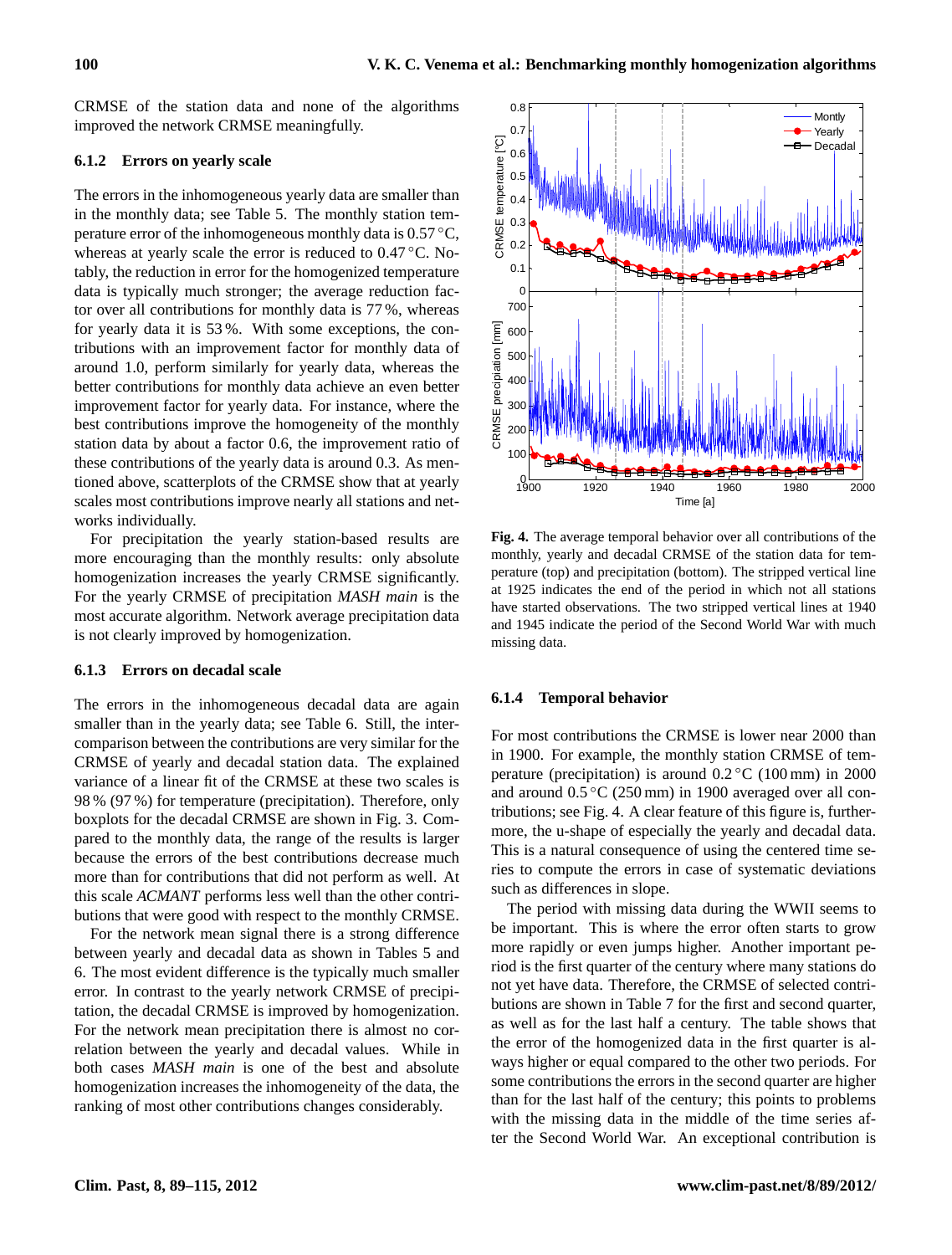CRMSE of the station data and none of the algorithms improved the network CRMSE meaningfully.

### 6.1.2 Errors on yearly scale

The errors in the inhomogeneous yearly data are smaller than in the monthly data; see Table 5. The monthly station temperature error of the inhomogeneous monthly data is 0.57 °C, whereas at yearly scale the error is reduced to 0.47 °C. Notably, the reduction in error for the homogenized temperature data is typically much stronger; the average reduction factor over all contributions for monthly data is 77 %, whereas for yearly data it is 53 %. With some exceptions, the contributions with an improvement factor for monthly data of around 1.0, perform similarly for yearly data, whereas the better contributions for monthly data achieve an even better improvement factor for yearly data. For instance, where the best contributions improve the homogeneity of the monthly station data by about a factor 0.6, the improvement ratio of these contributions of the yearly data is around 0.3. As mentioned above, scatterplots of the CRMSE show that at yearly scales most contributions improve nearly all stations and networks individually.

For precipitation the yearly station-based results are more encouraging than the monthly results: only absolute homogenization increases the yearly CRMSE significantly. For the yearly CRMSE of precipitation *MASH main* is the most accurate algorithm. Network average precipitation data is not clearly improved by homogenization.

### 6.1.3 Errors on decadal scale

The errors in the inhomogeneous decadal data are again smaller than in the yearly data; see Table 6. Still, the intercomparison between the contributions are very similar for the CRMSE of yearly and decadal station data. The explained variance of a linear fit of the CRMSE at these two scales is 98 % (97 %) for temperature (precipitation). Therefore, only boxplots for the decadal CRMSE are shown in Fig. 3. Compared to the monthly data, the range of the results is larger because the errors of the best contributions decrease much more than for contributions that did not perform as well. At this scale *ACMANT* performs less well than the other contributions that were good with respect to the monthly CRMSE.

For the network mean signal there is a strong difference between yearly and decadal data as shown in Tables 5 and 6. The most evident difference is the typically much smaller error. In contrast to the yearly network CRMSE of precipitation, the decadal CRMSE is improved by homogenization. For the network mean precipitation there is almost no correlation between the yearly and decadal values. While in both cases *MASH main* is one of the best and absolute homogenization increases the inhomogeneity of the data, the ranking of most other contributions changes considerably.

**Fig. 4.** The average temporal behavior over all contributions of the monthly, yearly and decadal CRMSE of the station data for temperature (top) and precipitation (bottom). The stripped vertical line at 1925 indicates the end of the period in which not all stations have started observations. The two stripped vertical lines at 1940 and 1945 indicate the period of the Second World War with much missing data.

### 6.1.4 Temporal behavior

For most contributions the CRMSE is lower near 2000 than in 1900. For example, the monthly station CRMSE of temperature (precipitation) is around 0.2 °C (100 mm) in 2000 and around 0.5 °C (250 mm) in 1900 averaged over all contributions; see Fig. 4. A clear feature of this figure is, furthermore, the u-shape of especially the yearly and decadal data. This is a natural consequence of using the centered time series to compute the errors in case of systematic deviations such as differences in slope.

The period with missing data during the WWII seems to be important. This is where the error often starts to grow more rapidly or even jumps higher. Another important period is the first quarter of the century where many stations do not yet have data. Therefore, the CRMSE of selected contributions are shown in Table 7 for the first and second quarter, as well as for the last half a century. The table shows that the error of the homogenized data in the first quarter is always higher or equal compared to the other two periods. For some contributions the errors in the second quarter are higher than for the last half of the century; this points to problems with the missing data in the middle of the time series after the Second World War. An exceptional contribution is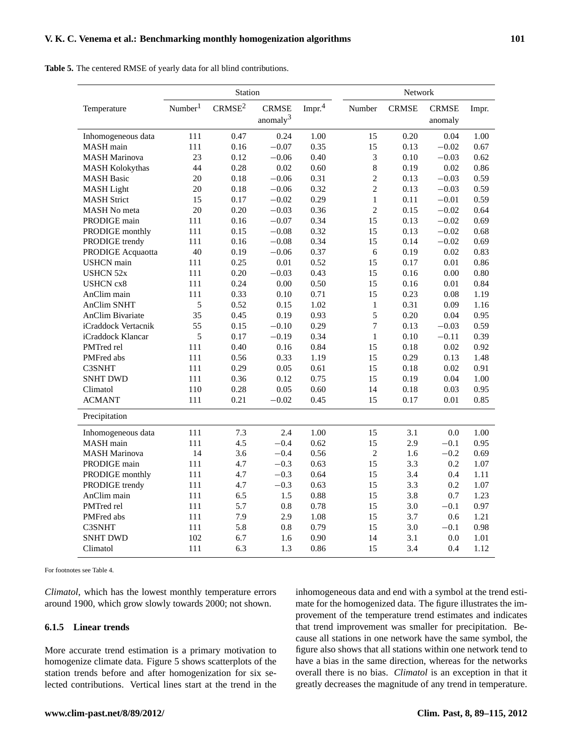**Table 5.** The centered RMSE of yearly data for all blind contributions.

| Temperature | Station | | | | Network | | | |
|---|---|---|---|---|---|---|---|---|
| | Number[1] | CRMSE[2] | CRMSE anomaly[3] | Impr.[4] | Number | CRMSE | CRMSE anomaly | Impr. |
| Inhomogeneous data | 111 | 0.47 | 0.24 | 1.00 | 15 | 0.20 | 0.04 | 1.00 |
| MASH main | 111 | 0.16 | −0.07 | 0.35 | 15 | 0.13 | −0.02 | 0.67 |
| MASH Marinova | 23 | 0.12 | −0.06 | 0.40 | 3 | 0.10 | −0.03 | 0.62 |
| MASH Kolokythas | 44 | 0.28 | 0.02 | 0.60 | 8 | 0.19 | 0.02 | 0.86 |
| MASH Basic | 20 | 0.18 | −0.06 | 0.31 | 2 | 0.13 | −0.03 | 0.59 |
| MASH Light | 20 | 0.18 | −0.06 | 0.32 | 2 | 0.13 | −0.03 | 0.59 |
| MASH Strict | 15 | 0.17 | −0.02 | 0.29 | 1 | 0.11 | −0.01 | 0.59 |
| MASH No meta | 20 | 0.20 | −0.03 | 0.36 | 2 | 0.15 | −0.02 | 0.64 |
| PRODIGE main | 111 | 0.16 | −0.07 | 0.34 | 15 | 0.13 | −0.02 | 0.69 |
| PRODIGE monthly | 111 | 0.15 | −0.08 | 0.32 | 15 | 0.13 | −0.02 | 0.68 |
| PRODIGE trendy | 111 | 0.16 | −0.08 | 0.34 | 15 | 0.14 | −0.02 | 0.69 |
| PRODIGE Acquaotta | 40 | 0.19 | −0.06 | 0.37 | 6 | 0.19 | 0.02 | 0.83 |
| USHCN main | 111 | 0.25 | 0.01 | 0.52 | 15 | 0.17 | 0.01 | 0.86 |
| USHCN 52x | 111 | 0.20 | −0.03 | 0.43 | 15 | 0.16 | 0.00 | 0.80 |
| USHCN cx8 | 111 | 0.24 | 0.00 | 0.50 | 15 | 0.16 | 0.01 | 0.84 |
| AnClim main | 111 | 0.33 | 0.10 | 0.71 | 15 | 0.23 | 0.08 | 1.19 |
| AnClim SNHT | 5 | 0.52 | 0.15 | 1.02 | 1 | 0.31 | 0.09 | 1.16 |
| AnClim Bivariate | 35 | 0.45 | 0.19 | 0.93 | 5 | 0.20 | 0.04 | 0.95 |
| iCraddock Vertacnik | 55 | 0.15 | −0.10 | 0.29 | 7 | 0.13 | −0.03 | 0.59 |
| iCraddock Klancar | 5 | 0.17 | −0.19 | 0.34 | 1 | 0.10 | −0.11 | 0.39 |
| PMTred rel | 111 | 0.40 | 0.16 | 0.84 | 15 | 0.18 | 0.02 | 0.92 |
| PMFred abs | 111 | 0.56 | 0.33 | 1.19 | 15 | 0.29 | 0.13 | 1.48 |
| C3SNHT | 111 | 0.29 | 0.05 | 0.61 | 15 | 0.18 | 0.02 | 0.91 |
| SNHT DWD | 111 | 0.36 | 0.12 | 0.75 | 15 | 0.19 | 0.04 | 1.00 |
| Climatol | 110 | 0.28 | 0.05 | 0.60 | 14 | 0.18 | 0.03 | 0.95 |
| ACMANT | 111 | 0.21 | −0.02 | 0.45 | 15 | 0.17 | 0.01 | 0.85 |
| **Precipitation** | | | | | | | | |
| Inhomogeneous data | 111 | 7.3 | 2.4 | 1.00 | 15 | 3.1 | 0.0 | 1.00 |
| MASH main | 111 | 4.5 | −0.4 | 0.62 | 15 | 2.9 | −0.1 | 0.95 |
| MASH Marinova | 14 | 3.6 | −0.4 | 0.56 | 2 | 1.6 | −0.2 | 0.69 |
| PRODIGE main | 111 | 4.7 | −0.3 | 0.63 | 15 | 3.3 | 0.2 | 1.07 |
| PRODIGE monthly | 111 | 4.7 | −0.3 | 0.64 | 15 | 3.4 | 0.4 | 1.11 |
| PRODIGE trendy | 111 | 4.7 | −0.3 | 0.63 | 15 | 3.3 | 0.2 | 1.07 |
| AnClim main | 111 | 6.5 | 1.5 | 0.88 | 15 | 3.8 | 0.7 | 1.23 |
| PMTred rel | 111 | 5.7 | 0.8 | 0.78 | 15 | 3.0 | −0.1 | 0.97 |
| PMFred abs | 111 | 7.9 | 2.9 | 1.08 | 15 | 3.7 | 0.6 | 1.21 |
| C3SNHT | 111 | 5.8 | 0.8 | 0.79 | 15 | 3.0 | −0.1 | 0.98 |
| SNHT DWD | 102 | 6.7 | 1.6 | 0.90 | 14 | 3.1 | 0.0 | 1.01 |
| Climatol | 111 | 6.3 | 1.3 | 0.86 | 15 | 3.4 | 0.4 | 1.12 |

For footnotes see Table 4.

*Climatol*, which has the lowest monthly temperature errors around 1900, which grow slowly towards 2000; not shown.

#### 6.1.5 Linear trends

More accurate trend estimation is a primary motivation to homogenize climate data. Figure 5 shows scatterplots of the station trends before and after homogenization for six selected contributions. Vertical lines start at the trend in the inhomogeneous data and end with a symbol at the trend estimate for the homogenized data. The figure illustrates the improvement of the temperature trend estimates and indicates that trend improvement was smaller for precipitation. Because all stations in one network have the same symbol, the figure also shows that all stations within one network tend to have a bias in the same direction, whereas for the networks overall there is no bias. *Climatol* is an exception in that it greatly decreases the magnitude of any trend in temperature.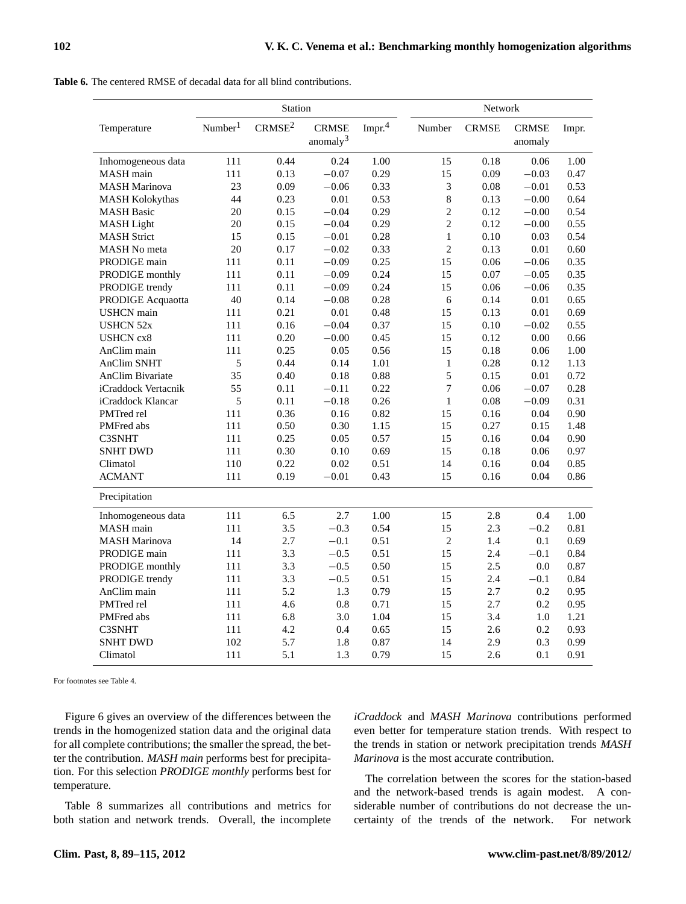**Table 6.** The centered RMSE of decadal data for all blind contributions.

| | Station | | | | Network | | | |
|---|---|---|---|---|---|---|---|---|
| Temperature | Number[1] | CRMSE[2] | CRMSE anomaly[3] | Impr.[4] | Number | CRMSE | CRMSE anomaly | Impr. |
| Inhomogeneous data | 111 | 0.44 | 0.24 | 1.00 | 15 | 0.18 | 0.06 | 1.00 |
| MASH main | 111 | 0.13 | −0.07 | 0.29 | 15 | 0.09 | −0.03 | 0.47 |
| MASH Marinova | 23 | 0.09 | −0.06 | 0.33 | 3 | 0.08 | −0.01 | 0.53 |
| MASH Kolokythas | 44 | 0.23 | 0.01 | 0.53 | 8 | 0.13 | −0.00 | 0.64 |
| MASH Basic | 20 | 0.15 | −0.04 | 0.29 | 2 | 0.12 | −0.00 | 0.54 |
| MASH Light | 20 | 0.15 | −0.04 | 0.29 | 2 | 0.12 | −0.00 | 0.55 |
| MASH Strict | 15 | 0.15 | −0.01 | 0.28 | 1 | 0.10 | 0.03 | 0.54 |
| MASH No meta | 20 | 0.17 | −0.02 | 0.33 | 2 | 0.13 | 0.01 | 0.60 |
| PRODIGE main | 111 | 0.11 | −0.09 | 0.25 | 15 | 0.06 | −0.06 | 0.35 |
| PRODIGE monthly | 111 | 0.11 | −0.09 | 0.24 | 15 | 0.07 | −0.05 | 0.35 |
| PRODIGE trendy | 111 | 0.11 | −0.09 | 0.24 | 15 | 0.06 | −0.06 | 0.35 |
| PRODIGE Acquaotta | 40 | 0.14 | −0.08 | 0.28 | 6 | 0.14 | 0.01 | 0.65 |
| USHCN main | 111 | 0.21 | 0.01 | 0.48 | 15 | 0.13 | 0.01 | 0.69 |
| USHCN 52x | 111 | 0.16 | −0.04 | 0.37 | 15 | 0.10 | −0.02 | 0.55 |
| USHCN cx8 | 111 | 0.20 | −0.00 | 0.45 | 15 | 0.12 | 0.00 | 0.66 |
| AnClim main | 111 | 0.25 | 0.05 | 0.56 | 15 | 0.18 | 0.06 | 1.00 |
| AnClim SNHT | 5 | 0.44 | 0.14 | 1.01 | 1 | 0.28 | 0.12 | 1.13 |
| AnClim Bivariate | 35 | 0.40 | 0.18 | 0.88 | 5 | 0.15 | 0.01 | 0.72 |
| iCraddock Vertacnik | 55 | 0.11 | −0.11 | 0.22 | 7 | 0.06 | −0.07 | 0.28 |
| iCraddock Klancar | 5 | 0.11 | −0.18 | 0.26 | 1 | 0.08 | −0.09 | 0.31 |
| PMTred rel | 111 | 0.36 | 0.16 | 0.82 | 15 | 0.16 | 0.04 | 0.90 |
| PMFred abs | 111 | 0.50 | 0.30 | 1.15 | 15 | 0.27 | 0.15 | 1.48 |
| C3SNHT | 111 | 0.25 | 0.05 | 0.57 | 15 | 0.16 | 0.04 | 0.90 |
| SNHT DWD | 111 | 0.30 | 0.10 | 0.69 | 15 | 0.18 | 0.06 | 0.97 |
| Climatol | 110 | 0.22 | 0.02 | 0.51 | 14 | 0.16 | 0.04 | 0.85 |
| ACMANT | 111 | 0.19 | −0.01 | 0.43 | 15 | 0.16 | 0.04 | 0.86 |
| Precipitation | | | | | | | | |
| Inhomogeneous data | 111 | 6.5 | 2.7 | 1.00 | 15 | 2.8 | 0.4 | 1.00 |
| MASH main | 111 | 3.5 | −0.3 | 0.54 | 15 | 2.3 | −0.2 | 0.81 |
| MASH Marinova | 14 | 2.7 | −0.1 | 0.51 | 2 | 1.4 | 0.1 | 0.69 |
| PRODIGE main | 111 | 3.3 | −0.5 | 0.51 | 15 | 2.4 | −0.1 | 0.84 |
| PRODIGE monthly | 111 | 3.3 | −0.5 | 0.50 | 15 | 2.5 | 0.0 | 0.87 |
| PRODIGE trendy | 111 | 3.3 | −0.5 | 0.51 | 15 | 2.4 | −0.1 | 0.84 |
| AnClim main | 111 | 5.2 | 1.3 | 0.79 | 15 | 2.7 | 0.2 | 0.95 |
| PMTred rel | 111 | 4.6 | 0.8 | 0.71 | 15 | 2.7 | 0.2 | 0.95 |
| PMFred abs | 111 | 6.8 | 3.0 | 1.04 | 15 | 3.4 | 1.0 | 1.21 |
| C3SNHT | 111 | 4.2 | 0.4 | 0.65 | 15 | 2.6 | 0.2 | 0.93 |
| SNHT DWD | 102 | 5.7 | 1.8 | 0.87 | 14 | 2.9 | 0.3 | 0.99 |
| Climatol | 111 | 5.1 | 1.3 | 0.79 | 15 | 2.6 | 0.1 | 0.91 |

For footnotes see Table 4.

Figure 6 gives an overview of the differences between the trends in the homogenized station data and the original data for all complete contributions; the smaller the spread, the better the contribution. *MASH main* performs best for precipitation. For this selection *PRODIGE monthly* performs best for temperature.

Table 8 summarizes all contributions and metrics for both station and network trends. Overall, the incomplete *iCraddock* and *MASH Marinova* contributions performed even better for temperature station trends. With respect to the trends in station or network precipitation trends *MASH Marinova* is the most accurate contribution.

The correlation between the scores for the station-based and the network-based trends is again modest. A considerable number of contributions do not decrease the uncertainty of the trends of the network. For network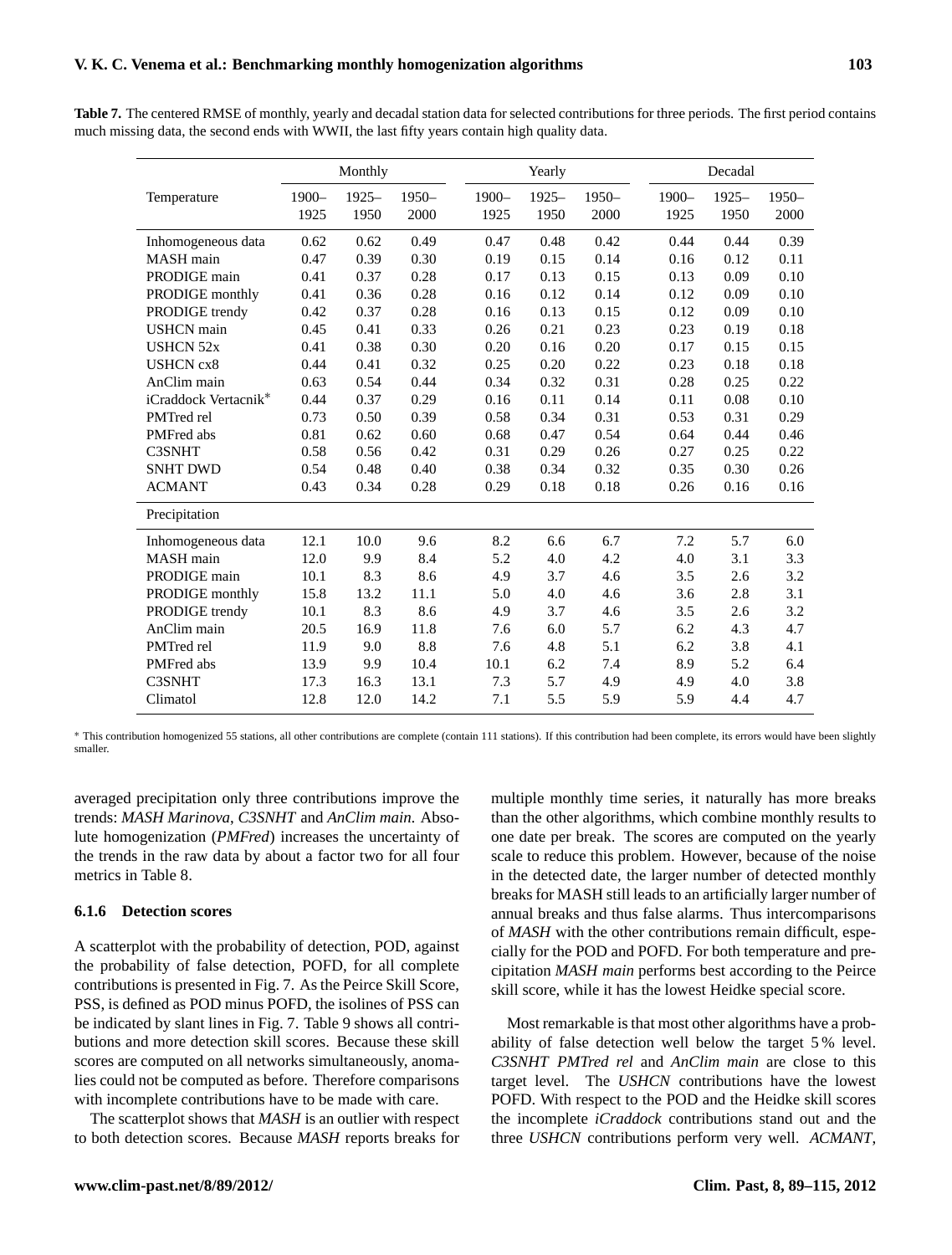**Table 7.** The centered RMSE of monthly, yearly and decadal station data for selected contributions for three periods. The first period contains much missing data, the second ends with WWII, the last fifty years contain high quality data.

| | Monthly | | | Yearly | | | Decadal | | |
|---|---|---|---|---|---|---|---|---|---|
| Temperature | 1900–1925 | 1925–1950 | 1950–2000 | 1900–1925 | 1925–1950 | 1950–2000 | 1900–1925 | 1925–1950 | 1950–2000 |
| Inhomogeneous data | 0.62 | 0.62 | 0.49 | 0.47 | 0.48 | 0.42 | 0.44 | 0.44 | 0.39 |
| MASH main | 0.47 | 0.39 | 0.30 | 0.19 | 0.15 | 0.14 | 0.16 | 0.12 | 0.11 |
| PRODIGE main | 0.41 | 0.37 | 0.28 | 0.17 | 0.13 | 0.15 | 0.13 | 0.09 | 0.10 |
| PRODIGE monthly | 0.41 | 0.36 | 0.28 | 0.16 | 0.12 | 0.14 | 0.12 | 0.09 | 0.10 |
| PRODIGE trendy | 0.42 | 0.37 | 0.28 | 0.16 | 0.13 | 0.15 | 0.12 | 0.09 | 0.10 |
| USHCN main | 0.45 | 0.41 | 0.33 | 0.26 | 0.21 | 0.23 | 0.23 | 0.19 | 0.18 |
| USHCN 52x | 0.41 | 0.38 | 0.30 | 0.20 | 0.16 | 0.20 | 0.17 | 0.15 | 0.15 |
| USHCN cx8 | 0.44 | 0.41 | 0.32 | 0.25 | 0.20 | 0.22 | 0.23 | 0.18 | 0.18 |
| AnClim main | 0.63 | 0.54 | 0.44 | 0.34 | 0.32 | 0.31 | 0.28 | 0.25 | 0.22 |
| iCraddock Vertacnik* | 0.44 | 0.37 | 0.29 | 0.16 | 0.11 | 0.14 | 0.11 | 0.08 | 0.10 |
| PMTred rel | 0.73 | 0.50 | 0.39 | 0.58 | 0.34 | 0.31 | 0.53 | 0.31 | 0.29 |
| PMFred abs | 0.81 | 0.62 | 0.60 | 0.68 | 0.47 | 0.54 | 0.64 | 0.44 | 0.46 |
| C3SNHT | 0.58 | 0.56 | 0.42 | 0.31 | 0.29 | 0.26 | 0.27 | 0.25 | 0.22 |
| SNHT DWD | 0.54 | 0.48 | 0.40 | 0.38 | 0.34 | 0.32 | 0.35 | 0.30 | 0.26 |
| ACMANT | 0.43 | 0.34 | 0.28 | 0.29 | 0.18 | 0.18 | 0.26 | 0.16 | 0.16 |
| Precipitation | | | | | | | | | |
| Inhomogeneous data | 12.1 | 10.0 | 9.6 | 8.2 | 6.6 | 6.7 | 7.2 | 5.7 | 6.0 |
| MASH main | 12.0 | 9.9 | 8.4 | 5.2 | 4.0 | 4.2 | 4.0 | 3.1 | 3.3 |
| PRODIGE main | 10.1 | 8.3 | 8.6 | 4.9 | 3.7 | 4.6 | 3.5 | 2.6 | 3.2 |
| PRODIGE monthly | 15.8 | 13.2 | 11.1 | 5.0 | 4.0 | 4.6 | 3.6 | 2.8 | 3.1 |
| PRODIGE trendy | 10.1 | 8.3 | 8.6 | 4.9 | 3.7 | 4.6 | 3.5 | 2.6 | 3.2 |
| AnClim main | 20.5 | 16.9 | 11.8 | 7.6 | 6.0 | 5.7 | 6.2 | 4.3 | 4.7 |
| PMTred rel | 11.9 | 9.0 | 8.8 | 7.6 | 4.8 | 5.1 | 6.2 | 3.8 | 4.1 |
| PMFred abs | 13.9 | 9.9 | 10.4 | 10.1 | 6.2 | 7.4 | 8.9 | 5.2 | 6.4 |
| C3SNHT | 17.3 | 16.3 | 13.1 | 7.3 | 5.7 | 4.9 | 4.9 | 4.0 | 3.8 |
| Climatol | 12.8 | 12.0 | 14.2 | 7.1 | 5.5 | 5.9 | 5.9 | 4.4 | 4.7 |

* This contribution homogenized 55 stations, all other contributions are complete (contain 111 stations). If this contribution had been complete, its errors would have been slightly smaller.

averaged precipitation only three contributions improve the trends: *MASH Marinova*, *C3SNHT* and *AnClim main*. Absolute homogenization (*PMFred*) increases the uncertainty of the trends in the raw data by about a factor two for all four metrics in Table 8.

#### 6.1.6 Detection scores

A scatterplot with the probability of detection, POD, against the probability of false detection, POFD, for all complete contributions is presented in Fig. 7. As the Peirce Skill Score, PSS, is defined as POD minus POFD, the isolines of PSS can be indicated by slant lines in Fig. 7. Table 9 shows all contributions and more detection skill scores. Because these skill scores are computed on all networks simultaneously, anomalies could not be computed as before. Therefore comparisons with incomplete contributions have to be made with care.

The scatterplot shows that *MASH* is an outlier with respect to both detection scores. Because *MASH* reports breaks for multiple monthly time series, it naturally has more breaks than the other algorithms, which combine monthly results to one date per break. The scores are computed on the yearly scale to reduce this problem. However, because of the noise in the detected date, the larger number of detected monthly breaks for MASH still leads to an artificially larger number of annual breaks and thus false alarms. Thus intercomparisons of *MASH* with the other contributions remain difficult, especially for the POD and POFD. For both temperature and precipitation *MASH main* performs best according to the Peirce skill score, while it has the lowest Heidke special score.

Most remarkable is that most other algorithms have a probability of false detection well below the target 5 % level. *C3SNHT PMTred rel* and *AnClim main* are close to this target level. The *USHCN* contributions have the lowest POFD. With respect to the POD and the Heidke skill scores the incomplete *iCraddock* contributions stand out and the three *USHCN* contributions perform very well. *ACMANT*,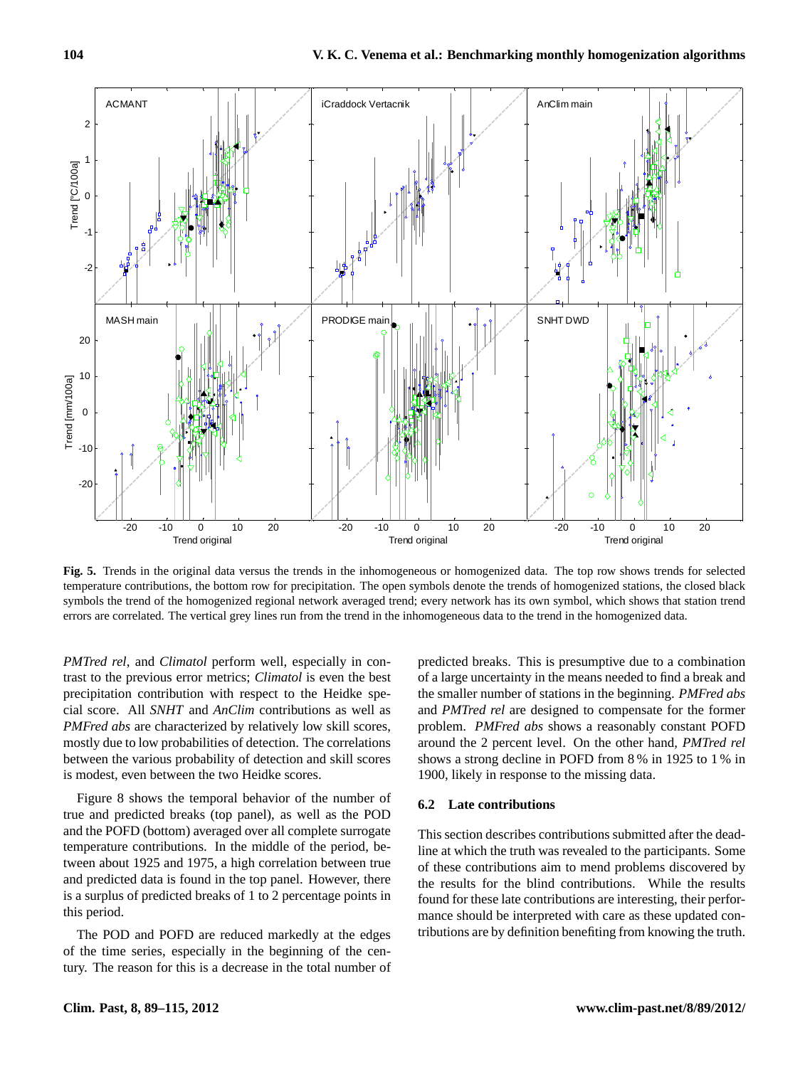**Fig. 5.** Trends in the original data versus the trends in the inhomogeneous or homogenized data. The top row shows trends for selected temperature contributions, the bottom row for precipitation. The open symbols denote the trends of homogenized stations, the closed black symbols the trend of the homogenized regional network averaged trend; every network has its own symbol, which shows that station trend errors are correlated. The vertical grey lines run from the trend in the inhomogeneous data to the trend in the homogenized data.

*PMTred rel*, and *Climatol* perform well, especially in contrast to the previous error metrics; *Climatol* is even the best precipitation contribution with respect to the Heidke special score. All *SNHT* and *AnClim* contributions as well as *PMFred abs* are characterized by relatively low skill scores, mostly due to low probabilities of detection. The correlations between the various probability of detection and skill scores is modest, even between the two Heidke scores.

Figure 8 shows the temporal behavior of the number of true and predicted breaks (top panel), as well as the POD and the POFD (bottom) averaged over all complete surrogate temperature contributions. In the middle of the period, between about 1925 and 1975, a high correlation between true and predicted data is found in the top panel. However, there is a surplus of predicted breaks of 1 to 2 percentage points in this period.

The POD and POFD are reduced markedly at the edges of the time series, especially in the beginning of the century. The reason for this is a decrease in the total number of predicted breaks. This is presumptive due to a combination of a large uncertainty in the means needed to find a break and the smaller number of stations in the beginning. *PMFred abs* and *PMTred rel* are designed to compensate for the former problem. *PMFred abs* shows a reasonably constant POFD around the 2 percent level. On the other hand, *PMTred rel* shows a strong decline in POFD from 8 % in 1925 to 1 % in 1900, likely in response to the missing data.

### 6.2 Late contributions

This section describes contributions submitted after the deadline at which the truth was revealed to the participants. Some of these contributions aim to mend problems discovered by the results for the blind contributions. While the results found for these late contributions are interesting, their performance should be interpreted with care as these updated contributions are by definition benefiting from knowing the truth.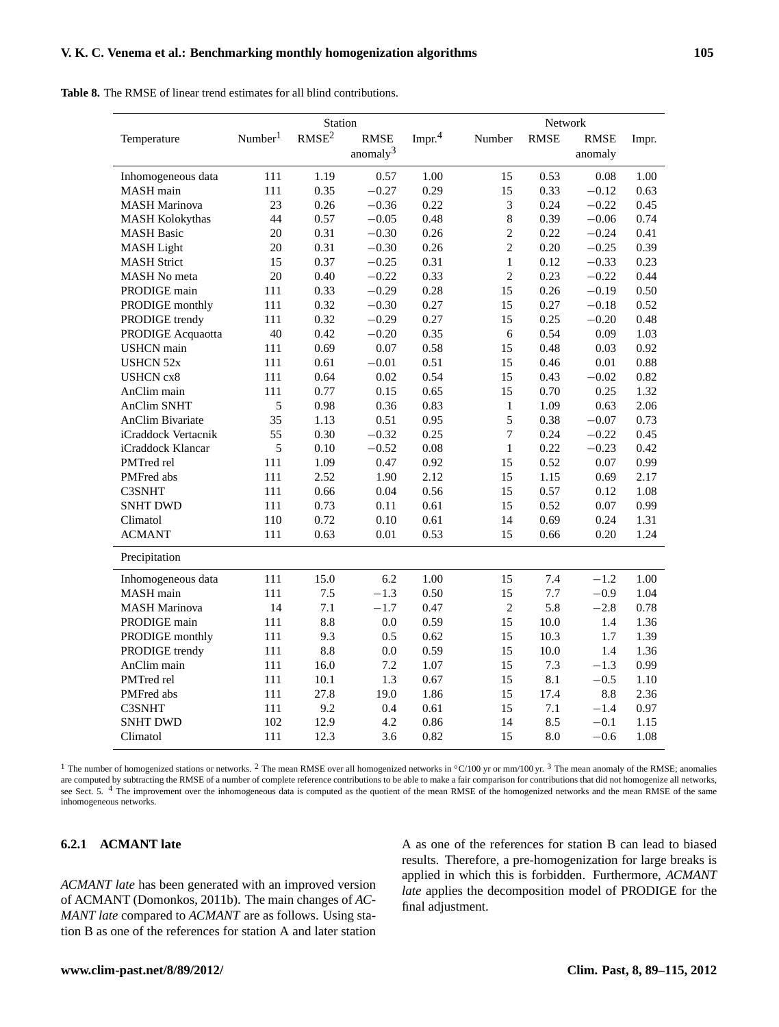**Table 8.** The RMSE of linear trend estimates for all blind contributions.

| Temperature | Station | | | | Network | | | |
|---|---|---|---|---|---|---|---|---|
| | Number[1] | RMSE[2] | RMSE anomaly[3] | Impr.[4] | Number | RMSE | RMSE anomaly | Impr. |
| Inhomogeneous data | 111 | 1.19 | 0.57 | 1.00 | 15 | 0.53 | 0.08 | 1.00 |
| MASH main | 111 | 0.35 | −0.27 | 0.29 | 15 | 0.33 | −0.12 | 0.63 |
| MASH Marinova | 23 | 0.26 | −0.36 | 0.22 | 3 | 0.24 | −0.22 | 0.45 |
| MASH Kolokythas | 44 | 0.57 | −0.05 | 0.48 | 8 | 0.39 | −0.06 | 0.74 |
| MASH Basic | 20 | 0.31 | −0.30 | 0.26 | 2 | 0.22 | −0.24 | 0.41 |
| MASH Light | 20 | 0.31 | −0.30 | 0.26 | 2 | 0.20 | −0.25 | 0.39 |
| MASH Strict | 15 | 0.37 | −0.25 | 0.31 | 1 | 0.12 | −0.33 | 0.23 |
| MASH No meta | 20 | 0.40 | −0.22 | 0.33 | 2 | 0.23 | −0.22 | 0.44 |
| PRODIGE main | 111 | 0.33 | −0.29 | 0.28 | 15 | 0.26 | −0.19 | 0.50 |
| PRODIGE monthly | 111 | 0.32 | −0.30 | 0.27 | 15 | 0.27 | −0.18 | 0.52 |
| PRODIGE trendy | 111 | 0.32 | −0.29 | 0.27 | 15 | 0.25 | −0.20 | 0.48 |
| PRODIGE Acquaotta | 40 | 0.42 | −0.20 | 0.35 | 6 | 0.54 | 0.09 | 1.03 |
| USHCN main | 111 | 0.69 | 0.07 | 0.58 | 15 | 0.48 | 0.03 | 0.92 |
| USHCN 52x | 111 | 0.61 | −0.01 | 0.51 | 15 | 0.46 | 0.01 | 0.88 |
| USHCN cx8 | 111 | 0.64 | 0.02 | 0.54 | 15 | 0.43 | −0.02 | 0.82 |
| AnClim main | 111 | 0.77 | 0.15 | 0.65 | 15 | 0.70 | 0.25 | 1.32 |
| AnClim SNHT | 5 | 0.98 | 0.36 | 0.83 | 1 | 1.09 | 0.63 | 2.06 |
| AnClim Bivariate | 35 | 1.13 | 0.51 | 0.95 | 5 | 0.38 | −0.07 | 0.73 |
| iCraddock Vertacnik | 55 | 0.30 | −0.32 | 0.25 | 7 | 0.24 | −0.22 | 0.45 |
| iCraddock Klancar | 5 | 0.10 | −0.52 | 0.08 | 1 | 0.22 | −0.23 | 0.42 |
| PMTred rel | 111 | 1.09 | 0.47 | 0.92 | 15 | 0.52 | 0.07 | 0.99 |
| PMFred abs | 111 | 2.52 | 1.90 | 2.12 | 15 | 1.15 | 0.69 | 2.17 |
| C3SNHT | 111 | 0.66 | 0.04 | 0.56 | 15 | 0.57 | 0.12 | 1.08 |
| SNHT DWD | 111 | 0.73 | 0.11 | 0.61 | 15 | 0.52 | 0.07 | 0.99 |
| Climatol | 110 | 0.72 | 0.10 | 0.61 | 14 | 0.69 | 0.24 | 1.31 |
| ACMANT | 111 | 0.63 | 0.01 | 0.53 | 15 | 0.66 | 0.20 | 1.24 |
| **Precipitation** | | | | | | | | |
| Inhomogeneous data | 111 | 15.0 | 6.2 | 1.00 | 15 | 7.4 | −1.2 | 1.00 |
| MASH main | 111 | 7.5 | −1.3 | 0.50 | 15 | 7.7 | −0.9 | 1.04 |
| MASH Marinova | 14 | 7.1 | −1.7 | 0.47 | 2 | 5.8 | −2.8 | 0.78 |
| PRODIGE main | 111 | 8.8 | 0.0 | 0.59 | 15 | 10.0 | 1.4 | 1.36 |
| PRODIGE monthly | 111 | 9.3 | 0.5 | 0.62 | 15 | 10.3 | 1.7 | 1.39 |
| PRODIGE trendy | 111 | 8.8 | 0.0 | 0.59 | 15 | 10.0 | 1.4 | 1.36 |
| AnClim main | 111 | 16.0 | 7.2 | 1.07 | 15 | 7.3 | −1.3 | 0.99 |
| PMTred rel | 111 | 10.1 | 1.3 | 0.67 | 15 | 8.1 | −0.5 | 1.10 |
| PMFred abs | 111 | 27.8 | 19.0 | 1.86 | 15 | 17.4 | 8.8 | 2.36 |
| C3SNHT | 111 | 9.2 | 0.4 | 0.61 | 15 | 7.1 | −1.4 | 0.97 |
| SNHT DWD | 102 | 12.9 | 4.2 | 0.86 | 14 | 8.5 | −0.1 | 1.15 |
| Climatol | 111 | 12.3 | 3.6 | 0.82 | 15 | 8.0 | −0.6 | 1.08 |

[1] The number of homogenized stations or networks. [2] The mean RMSE over all homogenized networks in °C/100 yr or mm/100 yr. [3] The mean anomaly of the RMSE; anomalies are computed by subtracting the RMSE of a number of complete reference contributions to be able to make a fair comparison for contributions that did not homogenize all networks, see Sect. 5. [4] The improvement over the inhomogeneous data is computed as the quotient of the mean RMSE of the homogenized networks and the mean RMSE of the same inhomogeneous networks.

#### 6.2.1 ACMANT late

*ACMANT late* has been generated with an improved version of ACMANT (Domonkos, 2011b). The main changes of *ACMANT late* compared to *ACMANT* are as follows. Using station B as one of the references for station A and later station A as one of the references for station B can lead to biased results. Therefore, a pre-homogenization for large breaks is applied in which this is forbidden. Furthermore, *ACMANT late* applies the decomposition model of PRODIGE for the final adjustment.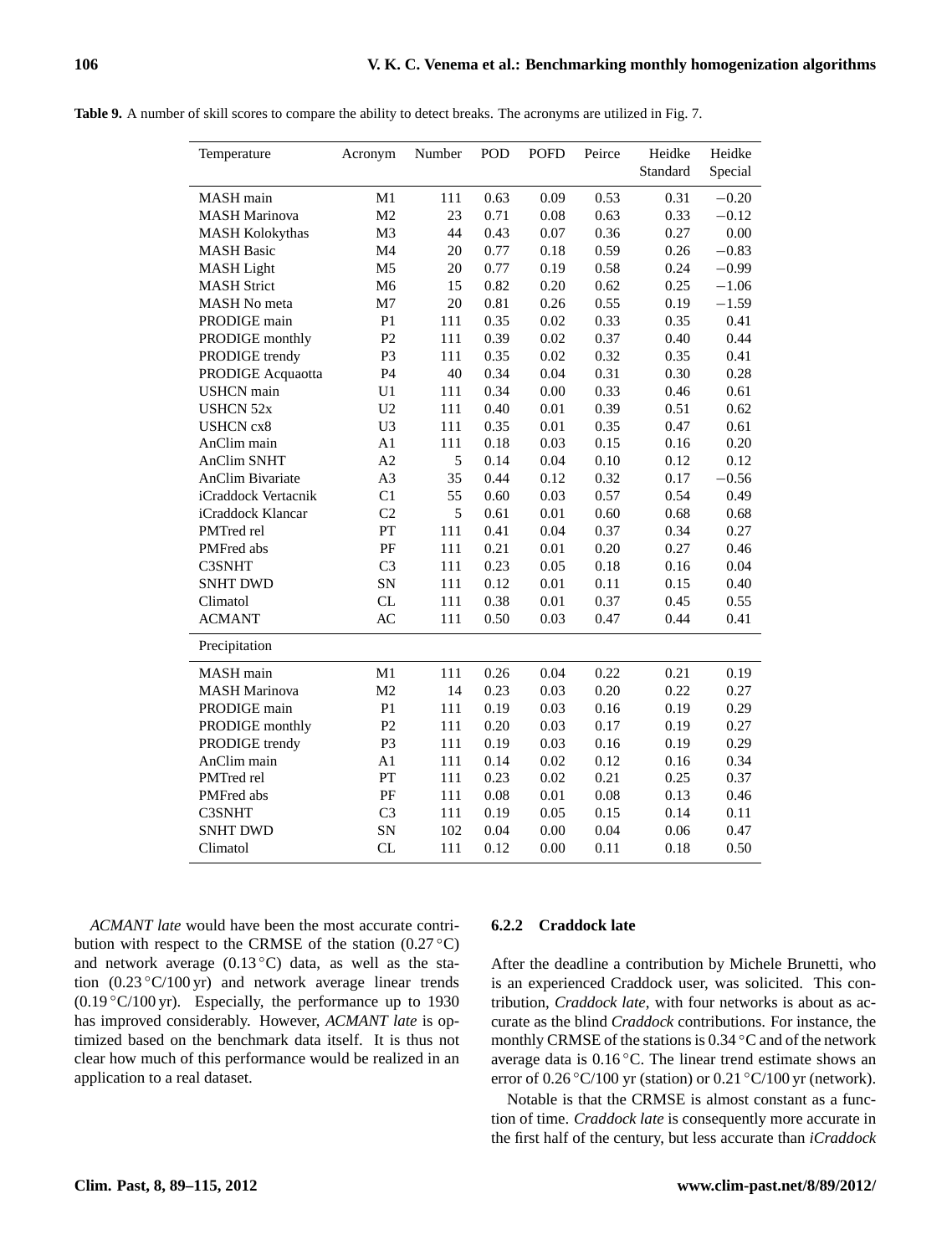**Table 9.** A number of skill scores to compare the ability to detect breaks. The acronyms are utilized in Fig. 7.

| Temperature | Acronym | Number | POD | POFD | Peirce | Heidke Standard | Heidke Special |
|---|---|---|---|---|---|---|---|
| MASH main | M1 | 111 | 0.63 | 0.09 | 0.53 | 0.31 | −0.20 |
| MASH Marinova | M2 | 23 | 0.71 | 0.08 | 0.63 | 0.33 | −0.12 |
| MASH Kolokythas | M3 | 44 | 0.43 | 0.07 | 0.36 | 0.27 | 0.00 |
| MASH Basic | M4 | 20 | 0.77 | 0.18 | 0.59 | 0.26 | −0.83 |
| MASH Light | M5 | 20 | 0.77 | 0.19 | 0.58 | 0.24 | −0.99 |
| MASH Strict | M6 | 15 | 0.82 | 0.20 | 0.62 | 0.25 | −1.06 |
| MASH No meta | M7 | 20 | 0.81 | 0.26 | 0.55 | 0.19 | −1.59 |
| PRODIGE main | P1 | 111 | 0.35 | 0.02 | 0.33 | 0.35 | 0.41 |
| PRODIGE monthly | P2 | 111 | 0.39 | 0.02 | 0.37 | 0.40 | 0.44 |
| PRODIGE trendy | P3 | 111 | 0.35 | 0.02 | 0.32 | 0.35 | 0.41 |
| PRODIGE Acquaotta | P4 | 40 | 0.34 | 0.04 | 0.31 | 0.30 | 0.28 |
| USHCN main | U1 | 111 | 0.34 | 0.00 | 0.33 | 0.46 | 0.61 |
| USHCN 52x | U2 | 111 | 0.40 | 0.01 | 0.39 | 0.51 | 0.62 |
| USHCN cx8 | U3 | 111 | 0.35 | 0.01 | 0.35 | 0.47 | 0.61 |
| AnClim main | A1 | 111 | 0.18 | 0.03 | 0.15 | 0.16 | 0.20 |
| AnClim SNHT | A2 | 5 | 0.14 | 0.04 | 0.10 | 0.12 | 0.12 |
| AnClim Bivariate | A3 | 35 | 0.44 | 0.12 | 0.32 | 0.17 | −0.56 |
| iCraddock Vertacnik | C1 | 55 | 0.60 | 0.03 | 0.57 | 0.54 | 0.49 |
| iCraddock Klancar | C2 | 5 | 0.61 | 0.01 | 0.60 | 0.68 | 0.68 |
| PMTred rel | PT | 111 | 0.41 | 0.04 | 0.37 | 0.34 | 0.27 |
| PMFred abs | PF | 111 | 0.21 | 0.01 | 0.20 | 0.27 | 0.46 |
| C3SNHT | C3 | 111 | 0.23 | 0.05 | 0.18 | 0.16 | 0.04 |
| SNHT DWD | SN | 111 | 0.12 | 0.01 | 0.11 | 0.15 | 0.40 |
| Climatol | CL | 111 | 0.38 | 0.01 | 0.37 | 0.45 | 0.55 |
| ACMANT | AC | 111 | 0.50 | 0.03 | 0.47 | 0.44 | 0.41 |
| **Precipitation** | | | | | | | |
| MASH main | M1 | 111 | 0.26 | 0.04 | 0.22 | 0.21 | 0.19 |
| MASH Marinova | M2 | 14 | 0.23 | 0.03 | 0.20 | 0.22 | 0.27 |
| PRODIGE main | P1 | 111 | 0.19 | 0.03 | 0.16 | 0.19 | 0.29 |
| PRODIGE monthly | P2 | 111 | 0.20 | 0.03 | 0.17 | 0.19 | 0.27 |
| PRODIGE trendy | P3 | 111 | 0.19 | 0.03 | 0.16 | 0.19 | 0.29 |
| AnClim main | A1 | 111 | 0.14 | 0.02 | 0.12 | 0.16 | 0.34 |
| PMTred rel | PT | 111 | 0.23 | 0.02 | 0.21 | 0.25 | 0.37 |
| PMFred abs | PF | 111 | 0.08 | 0.01 | 0.08 | 0.13 | 0.46 |
| C3SNHT | C3 | 111 | 0.19 | 0.05 | 0.15 | 0.14 | 0.11 |
| SNHT DWD | SN | 102 | 0.04 | 0.00 | 0.04 | 0.06 | 0.47 |
| Climatol | CL | 111 | 0.12 | 0.00 | 0.11 | 0.18 | 0.50 |

*ACMANT late* would have been the most accurate contribution with respect to the CRMSE of the station (0.27 °C) and network average (0.13 °C) data, as well as the station (0.23 °C/100 yr) and network average linear trends (0.19 °C/100 yr). Especially, the performance up to 1930 has improved considerably. However, *ACMANT late* is optimized based on the benchmark data itself. It is thus not clear how much of this performance would be realized in an application to a real dataset.

#### 6.2.2 Craddock late

After the deadline a contribution by Michele Brunetti, who is an experienced Craddock user, was solicited. This contribution, *Craddock late*, with four networks is about as accurate as the blind *Craddock* contributions. For instance, the monthly CRMSE of the stations is 0.34 °C and of the network average data is 0.16 °C. The linear trend estimate shows an error of 0.26 °C/100 yr (station) or 0.21 °C/100 yr (network).

Notable is that the CRMSE is almost constant as a function of time. *Craddock late* is consequently more accurate in the first half of the century, but less accurate than *iCraddock*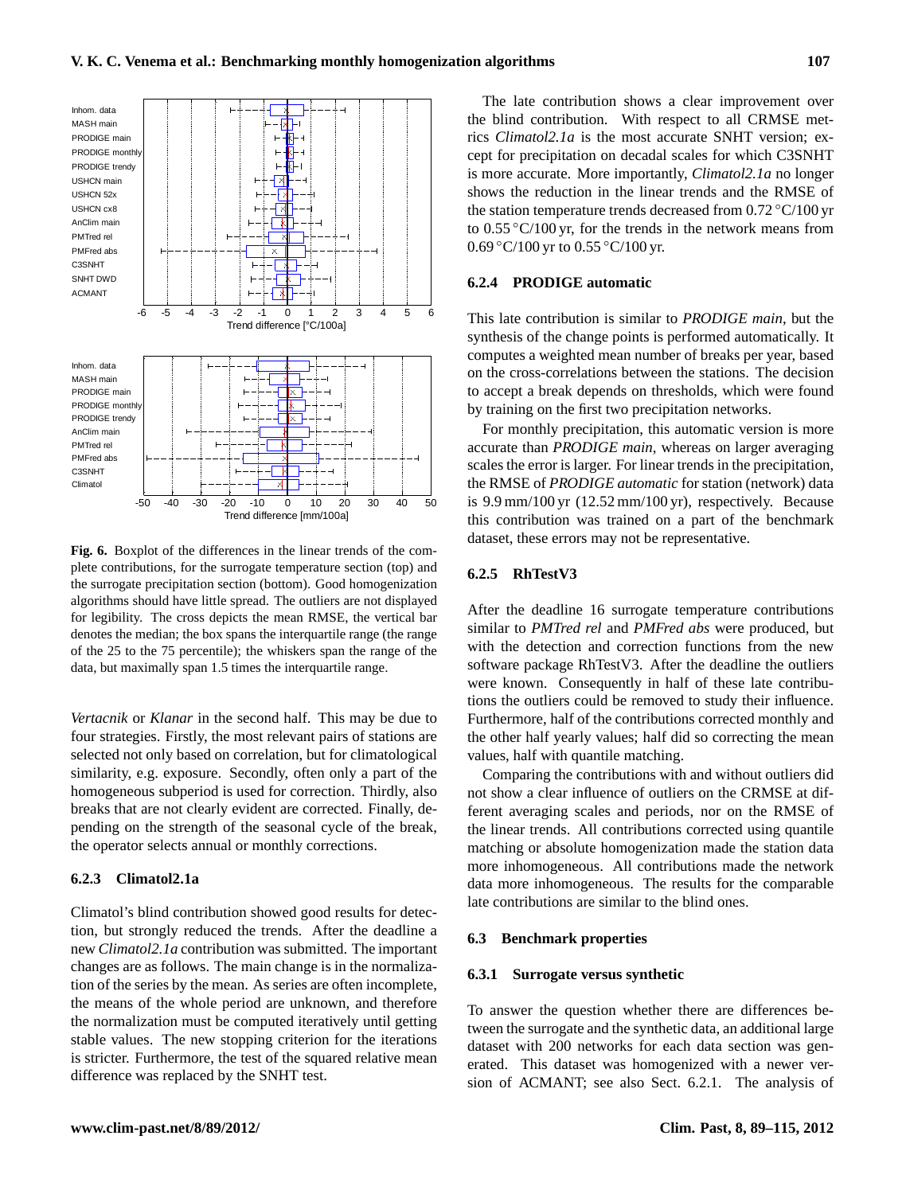**Fig. 6.** Boxplot of the differences in the linear trends of the complete contributions, for the surrogate temperature section (top) and the surrogate precipitation section (bottom). Good homogenization algorithms should have little spread. The outliers are not displayed for legibility. The cross depicts the mean RMSE, the vertical bar denotes the median; the box spans the interquartile range (the range of the 25 to the 75 percentile); the whiskers span the range of the data, but maximally span 1.5 times the interquartile range.

*Vertacnik* or *Klanar* in the second half. This may be due to four strategies. Firstly, the most relevant pairs of stations are selected not only based on correlation, but for climatological similarity, e.g. exposure. Secondly, often only a part of the homogeneous subperiod is used for correction. Thirdly, also breaks that are not clearly evident are corrected. Finally, depending on the strength of the seasonal cycle of the break, the operator selects annual or monthly corrections.

#### 6.2.3 Climatol2.1a

Climatol's blind contribution showed good results for detection, but strongly reduced the trends. After the deadline a new *Climatol2.1a* contribution was submitted. The important changes are as follows. The main change is in the normalization of the series by the mean. As series are often incomplete, the means of the whole period are unknown, and therefore the normalization must be computed iteratively until getting stable values. The new stopping criterion for the iterations is stricter. Furthermore, the test of the squared relative mean difference was replaced by the SNHT test.

The late contribution shows a clear improvement over the blind contribution. With respect to all CRMSE metrics *Climatol2.1a* is the most accurate SNHT version; except for precipitation on decadal scales for which C3SNHT is more accurate. More importantly, *Climatol2.1a* no longer shows the reduction in the linear trends and the RMSE of the station temperature trends decreased from 0.72 °C/100 yr to 0.55 °C/100 yr, for the trends in the network means from 0.69 °C/100 yr to 0.55 °C/100 yr.

#### 6.2.4 PRODIGE automatic

This late contribution is similar to *PRODIGE main*, but the synthesis of the change points is performed automatically. It computes a weighted mean number of breaks per year, based on the cross-correlations between the stations. The decision to accept a break depends on thresholds, which were found by training on the first two precipitation networks.

For monthly precipitation, this automatic version is more accurate than *PRODIGE main*, whereas on larger averaging scales the error is larger. For linear trends in the precipitation, the RMSE of *PRODIGE automatic* for station (network) data is 9.9 mm/100 yr (12.52 mm/100 yr), respectively. Because this contribution was trained on a part of the benchmark dataset, these errors may not be representative.

#### 6.2.5 RhTestV3

After the deadline 16 surrogate temperature contributions similar to *PMTred rel* and *PMFred abs* were produced, but with the detection and correction functions from the new software package RhTestV3. After the deadline the outliers were known. Consequently in half of these late contributions the outliers could be removed to study their influence. Furthermore, half of the contributions corrected monthly and the other half yearly values; half did so correcting the mean values, half with quantile matching.

Comparing the contributions with and without outliers did not show a clear influence of outliers on the CRMSE at different averaging scales and periods, nor on the RMSE of the linear trends. All contributions corrected using quantile matching or absolute homogenization made the station data more inhomogeneous. All contributions made the network data more inhomogeneous. The results for the comparable late contributions are similar to the blind ones.

### 6.3 Benchmark properties

#### 6.3.1 Surrogate versus synthetic

To answer the question whether there are differences between the surrogate and the synthetic data, an additional large dataset with 200 networks for each data section was generated. This dataset was homogenized with a newer version of ACMANT; see also Sect. 6.2.1. The analysis of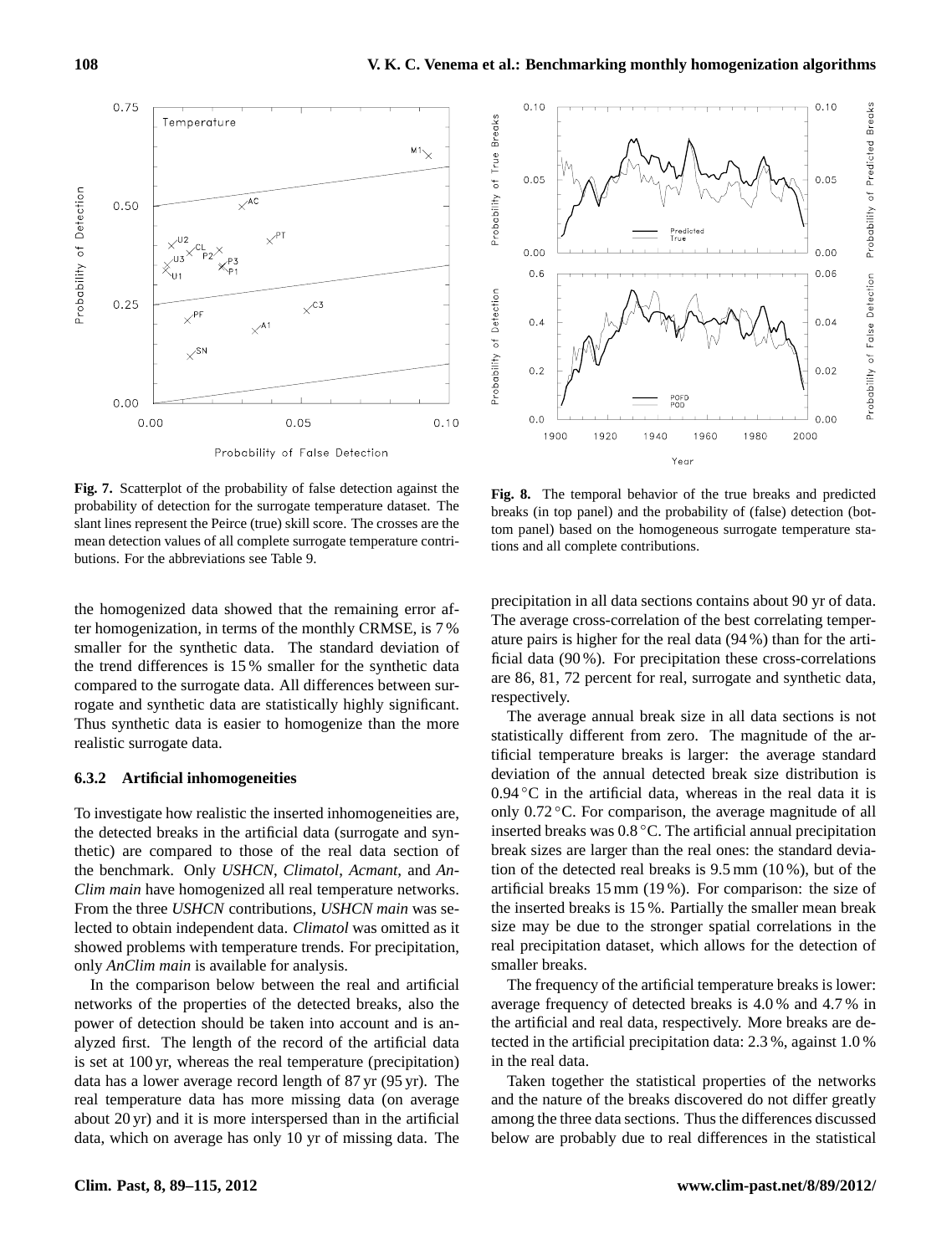**Fig. 7.** Scatterplot of the probability of false detection against the probability of detection for the surrogate temperature dataset. The slant lines represent the Peirce (true) skill score. The crosses are the mean detection values of all complete surrogate temperature contributions. For the abbreviations see Table 9.

**Fig. 8.** The temporal behavior of the true breaks and predicted breaks (in top panel) and the probability of (false) detection (bottom panel) based on the homogeneous surrogate temperature stations and all complete contributions.

the homogenized data showed that the remaining error after homogenization, in terms of the monthly CRMSE, is 7 % smaller for the synthetic data. The standard deviation of the trend differences is 15 % smaller for the synthetic data compared to the surrogate data. All differences between surrogate and synthetic data are statistically highly significant. Thus synthetic data is easier to homogenize than the more realistic surrogate data.

#### 6.3.2 Artificial inhomogeneities

To investigate how realistic the inserted inhomogeneities are, the detected breaks in the artificial data (surrogate and synthetic) are compared to those of the real data section of the benchmark. Only *USHCN*, *Climatol*, *Acmant*, and *AnClim main* have homogenized all real temperature networks. From the three *USHCN* contributions, *USHCN main* was selected to obtain independent data. *Climatol* was omitted as it showed problems with temperature trends. For precipitation, only *AnClim main* is available for analysis.

In the comparison below between the real and artificial networks of the properties of the detected breaks, also the power of detection should be taken into account and is analyzed first. The length of the record of the artificial data is set at 100 yr, whereas the real temperature (precipitation) data has a lower average record length of 87 yr (95 yr). The real temperature data has more missing data (on average about 20 yr) and it is more interspersed than in the artificial data, which on average has only 10 yr of missing data. The precipitation in all data sections contains about 90 yr of data. The average cross-correlation of the best correlating temperature pairs is higher for the real data (94 %) than for the artificial data (90 %). For precipitation these cross-correlations are 86, 81, 72 percent for real, surrogate and synthetic data, respectively.

The average annual break size in all data sections is not statistically different from zero. The magnitude of the artificial temperature breaks is larger: the average standard deviation of the annual detected break size distribution is 0.94 °C in the artificial data, whereas in the real data it is only 0.72 °C. For comparison, the average magnitude of all inserted breaks was 0.8 °C. The artificial annual precipitation break sizes are larger than the real ones: the standard deviation of the detected real breaks is 9.5 mm (10 %), but of the artificial breaks 15 mm (19 %). For comparison: the size of the inserted breaks is 15 %. Partially the smaller mean break size may be due to the stronger spatial correlations in the real precipitation dataset, which allows for the detection of smaller breaks.

The frequency of the artificial temperature breaks is lower: average frequency of detected breaks is 4.0 % and 4.7 % in the artificial and real data, respectively. More breaks are detected in the artificial precipitation data: 2.3 %, against 1.0 % in the real data.

Taken together the statistical properties of the networks and the nature of the breaks discovered do not differ greatly among the three data sections. Thus the differences discussed below are probably due to real differences in the statistical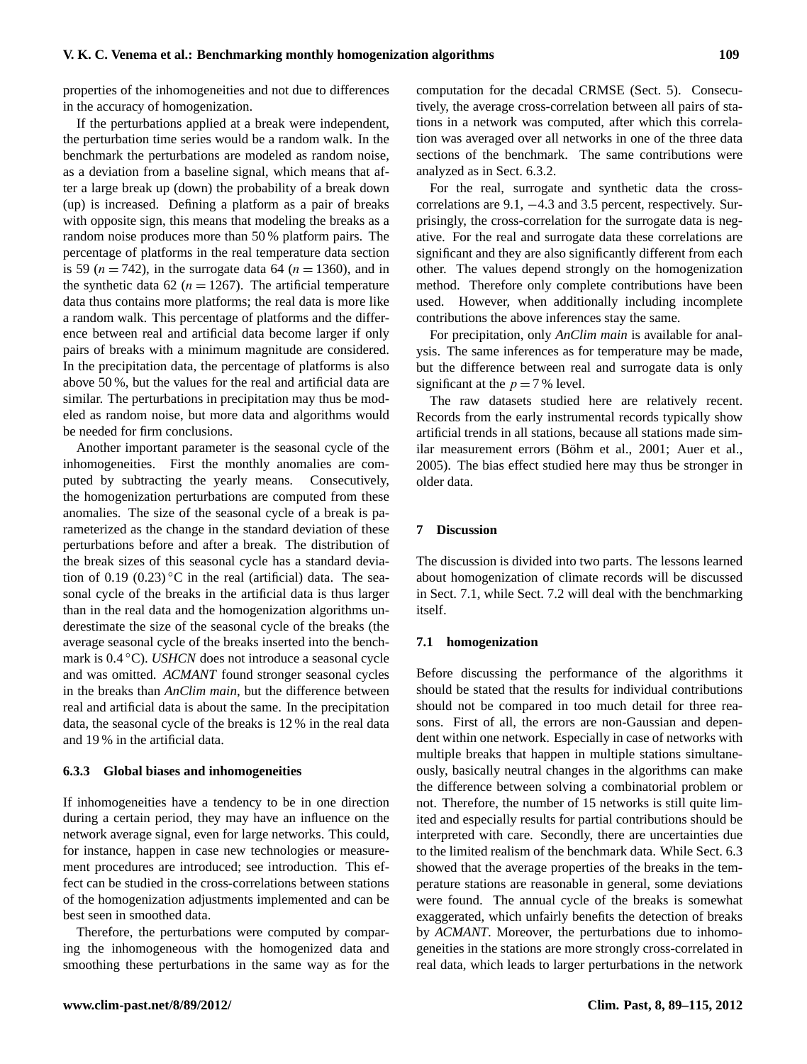properties of the inhomogeneities and not due to differences in the accuracy of homogenization.

If the perturbations applied at a break were independent, the perturbation time series would be a random walk. In the benchmark the perturbations are modeled as random noise, as a deviation from a baseline signal, which means that after a large break up (down) the probability of a break down (up) is increased. Defining a platform as a pair of breaks with opposite sign, this means that modeling the breaks as a random noise produces more than 50 % platform pairs. The percentage of platforms in the real temperature data section is 59 ($n = 742$), in the surrogate data 64 ($n = 1360$), and in the synthetic data 62 ($n = 1267$). The artificial temperature data thus contains more platforms; the real data is more like a random walk. This percentage of platforms and the difference between real and artificial data become larger if only pairs of breaks with a minimum magnitude are considered. In the precipitation data, the percentage of platforms is also above 50 %, but the values for the real and artificial data are similar. The perturbations in precipitation may thus be modeled as random noise, but more data and algorithms would be needed for firm conclusions.

Another important parameter is the seasonal cycle of the inhomogeneities. First the monthly anomalies are computed by subtracting the yearly means. Consecutively, the homogenization perturbations are computed from these anomalies. The size of the seasonal cycle of a break is parameterized as the change in the standard deviation of these perturbations before and after a break. The distribution of the break sizes of this seasonal cycle has a standard deviation of 0.19 (0.23) °C in the real (artificial) data. The seasonal cycle of the breaks in the artificial data is thus larger than in the real data and the homogenization algorithms underestimate the size of the seasonal cycle of the breaks (the average seasonal cycle of the breaks inserted into the benchmark is 0.4 °C). *USHCN* does not introduce a seasonal cycle and was omitted. *ACMANT* found stronger seasonal cycles in the breaks than *AnClim main*, but the difference between real and artificial data is about the same. In the precipitation data, the seasonal cycle of the breaks is 12 % in the real data and 19 % in the artificial data.

#### 6.3.3 Global biases and inhomogeneities

If inhomogeneities have a tendency to be in one direction during a certain period, they may have an influence on the network average signal, even for large networks. This could, for instance, happen in case new technologies or measurement procedures are introduced; see introduction. This effect can be studied in the cross-correlations between stations of the homogenization adjustments implemented and can be best seen in smoothed data.

Therefore, the perturbations were computed by comparing the inhomogeneous with the homogenized data and smoothing these perturbations in the same way as for the computation for the decadal CRMSE (Sect. 5). Consecutively, the average cross-correlation between all pairs of stations in a network was computed, after which this correlation was averaged over all networks in one of the three data sections of the benchmark. The same contributions were analyzed as in Sect. 6.3.2.

For the real, surrogate and synthetic data the cross-correlations are 9.1, −4.3 and 3.5 percent, respectively. Surprisingly, the cross-correlation for the surrogate data is negative. For the real and surrogate data these correlations are significant and they are also significantly different from each other. The values depend strongly on the homogenization method. Therefore only complete contributions have been used. However, when additionally including incomplete contributions the above inferences stay the same.

For precipitation, only *AnClim main* is available for analysis. The same inferences as for temperature may be made, but the difference between real and surrogate data is only significant at the $p = 7\,\%$ level.

The raw datasets studied here are relatively recent. Records from the early instrumental records typically show artificial trends in all stations, because all stations made similar measurement errors (Böhm et al., 2001; Auer et al., 2005). The bias effect studied here may thus be stronger in older data.

## 7 Discussion

The discussion is divided into two parts. The lessons learned about homogenization of climate records will be discussed in Sect. 7.1, while Sect. 7.2 will deal with the benchmarking itself.

### 7.1 homogenization

Before discussing the performance of the algorithms it should be stated that the results for individual contributions should not be compared in too much detail for three reasons. First of all, the errors are non-Gaussian and dependent within one network. Especially in case of networks with multiple breaks that happen in multiple stations simultaneously, basically neutral changes in the algorithms can make the difference between solving a combinatorial problem or not. Therefore, the number of 15 networks is still quite limited and especially results for partial contributions should be interpreted with care. Secondly, there are uncertainties due to the limited realism of the benchmark data. While Sect. 6.3 showed that the average properties of the breaks in the temperature stations are reasonable in general, some deviations were found. The annual cycle of the breaks is somewhat exaggerated, which unfairly benefits the detection of breaks by *ACMANT*. Moreover, the perturbations due to inhomogeneities in the stations are more strongly cross-correlated in real data, which leads to larger perturbations in the network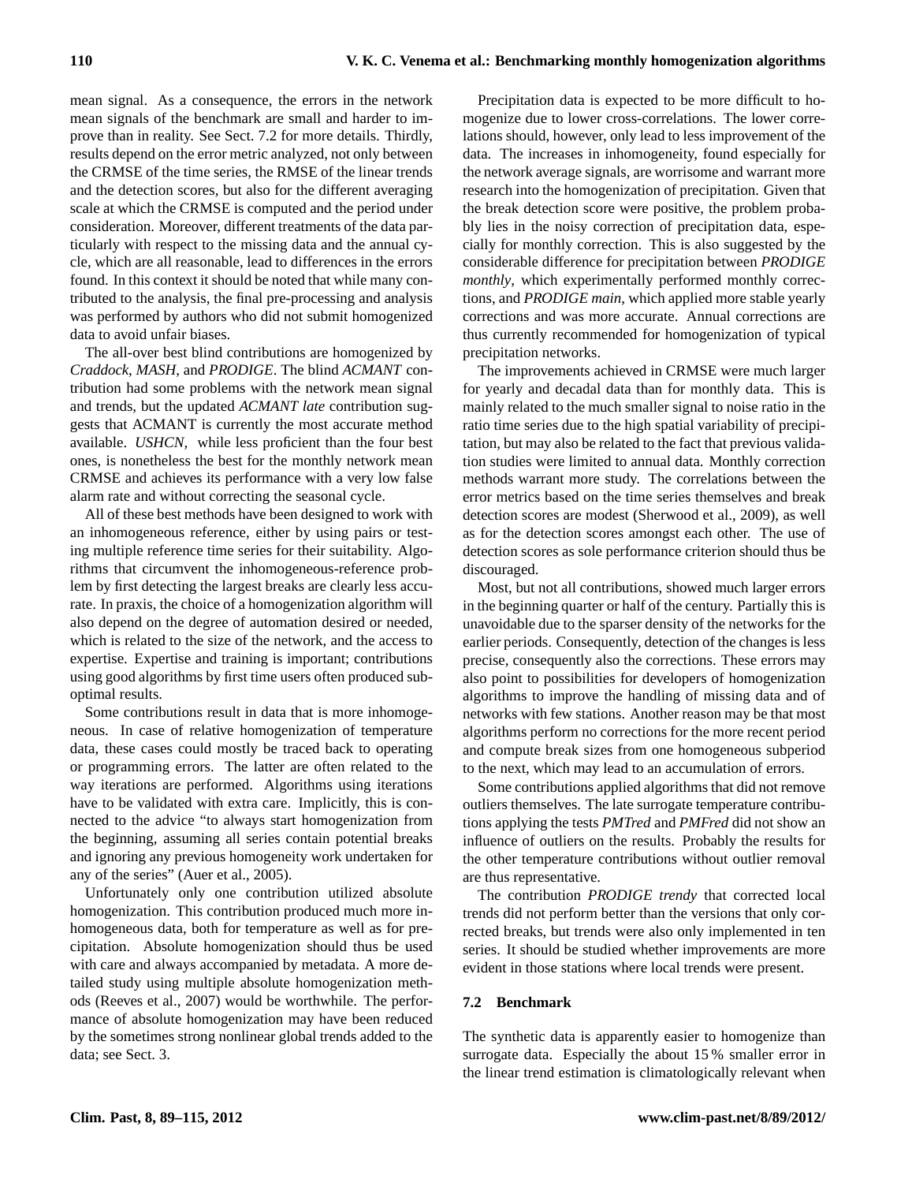mean signal. As a consequence, the errors in the network mean signals of the benchmark are small and harder to improve than in reality. See Sect. 7.2 for more details. Thirdly, results depend on the error metric analyzed, not only between the CRMSE of the time series, the RMSE of the linear trends and the detection scores, but also for the different averaging scale at which the CRMSE is computed and the period under consideration. Moreover, different treatments of the data particularly with respect to the missing data and the annual cycle, which are all reasonable, lead to differences in the errors found. In this context it should be noted that while many contributed to the analysis, the final pre-processing and analysis was performed by authors who did not submit homogenized data to avoid unfair biases.

The all-over best blind contributions are homogenized by *Craddock*, *MASH*, and *PRODIGE*. The blind *ACMANT* contribution had some problems with the network mean signal and trends, but the updated *ACMANT late* contribution suggests that ACMANT is currently the most accurate method available. *USHCN*, while less proficient than the four best ones, is nonetheless the best for the monthly network mean CRMSE and achieves its performance with a very low false alarm rate and without correcting the seasonal cycle.

All of these best methods have been designed to work with an inhomogeneous reference, either by using pairs or testing multiple reference time series for their suitability. Algorithms that circumvent the inhomogeneous-reference problem by first detecting the largest breaks are clearly less accurate. In praxis, the choice of a homogenization algorithm will also depend on the degree of automation desired or needed, which is related to the size of the network, and the access to expertise. Expertise and training is important; contributions using good algorithms by first time users often produced sub-optimal results.

Some contributions result in data that is more inhomogeneous. In case of relative homogenization of temperature data, these cases could mostly be traced back to operating or programming errors. The latter are often related to the way iterations are performed. Algorithms using iterations have to be validated with extra care. Implicitly, this is connected to the advice "to always start homogenization from the beginning, assuming all series contain potential breaks and ignoring any previous homogeneity work undertaken for any of the series" (Auer et al., 2005).

Unfortunately only one contribution utilized absolute homogenization. This contribution produced much more inhomogeneous data, both for temperature as well as for precipitation. Absolute homogenization should thus be used with care and always accompanied by metadata. A more detailed study using multiple absolute homogenization methods (Reeves et al., 2007) would be worthwhile. The performance of absolute homogenization may have been reduced by the sometimes strong nonlinear global trends added to the data; see Sect. 3.

Precipitation data is expected to be more difficult to homogenize due to lower cross-correlations. The lower correlations should, however, only lead to less improvement of the data. The increases in inhomogeneity, found especially for the network average signals, are worrisome and warrant more research into the homogenization of precipitation. Given that the break detection score were positive, the problem probably lies in the noisy correction of precipitation data, especially for monthly correction. This is also suggested by the considerable difference for precipitation between *PRODIGE monthly*, which experimentally performed monthly corrections, and *PRODIGE main*, which applied more stable yearly corrections and was more accurate. Annual corrections are thus currently recommended for homogenization of typical precipitation networks.

The improvements achieved in CRMSE were much larger for yearly and decadal data than for monthly data. This is mainly related to the much smaller signal to noise ratio in the ratio time series due to the high spatial variability of precipitation, but may also be related to the fact that previous validation studies were limited to annual data. Monthly correction methods warrant more study. The correlations between the error metrics based on the time series themselves and break detection scores are modest (Sherwood et al., 2009), as well as for the detection scores amongst each other. The use of detection scores as sole performance criterion should thus be discouraged.

Most, but not all contributions, showed much larger errors in the beginning quarter or half of the century. Partially this is unavoidable due to the sparser density of the networks for the earlier periods. Consequently, detection of the changes is less precise, consequently also the corrections. These errors may also point to possibilities for developers of homogenization algorithms to improve the handling of missing data and of networks with few stations. Another reason may be that most algorithms perform no corrections for the more recent period and compute break sizes from one homogeneous subperiod to the next, which may lead to an accumulation of errors.

Some contributions applied algorithms that did not remove outliers themselves. The late surrogate temperature contributions applying the tests *PMTred* and *PMFred* did not show an influence of outliers on the results. Probably the results for the other temperature contributions without outlier removal are thus representative.

The contribution *PRODIGE trendy* that corrected local trends did not perform better than the versions that only corrected breaks, but trends were also only implemented in ten series. It should be studied whether improvements are more evident in those stations where local trends were present.

### 7.2 Benchmark

The synthetic data is apparently easier to homogenize than surrogate data. Especially the about 15 % smaller error in the linear trend estimation is climatologically relevant when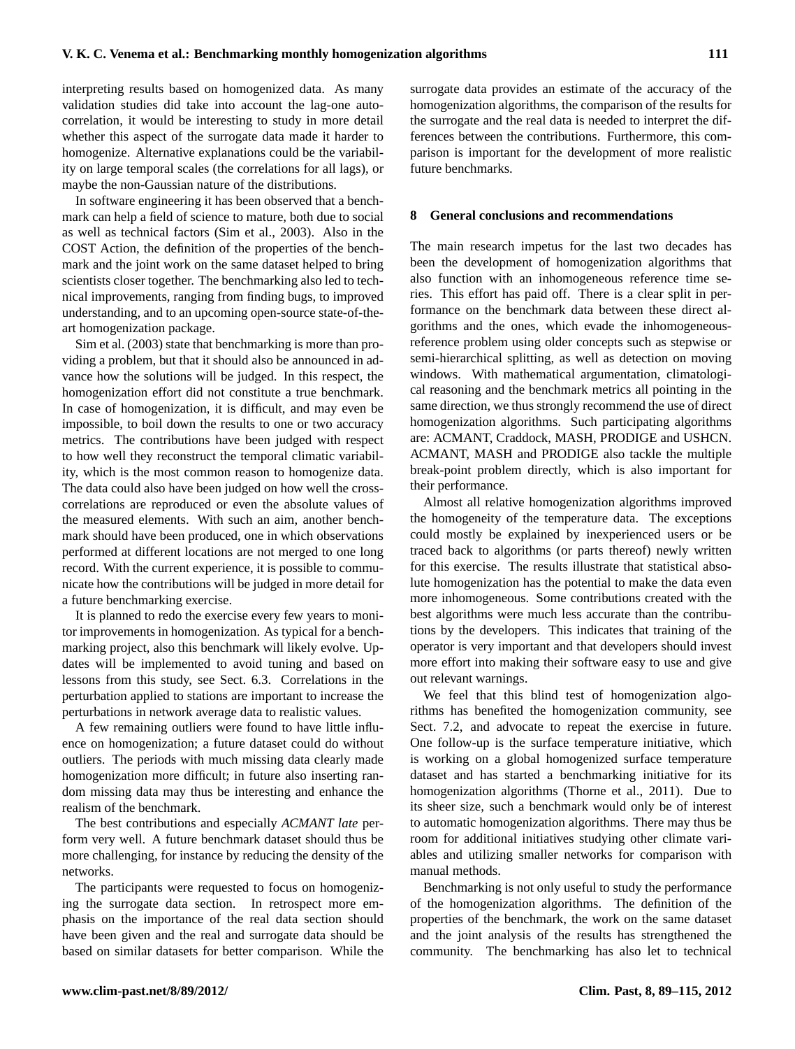interpreting results based on homogenized data. As many validation studies did take into account the lag-one autocorrelation, it would be interesting to study in more detail whether this aspect of the surrogate data made it harder to homogenize. Alternative explanations could be the variability on large temporal scales (the correlations for all lags), or maybe the non-Gaussian nature of the distributions.

In software engineering it has been observed that a benchmark can help a field of science to mature, both due to social as well as technical factors (Sim et al., 2003). Also in the COST Action, the definition of the properties of the benchmark and the joint work on the same dataset helped to bring scientists closer together. The benchmarking also led to technical improvements, ranging from finding bugs, to improved understanding, and to an upcoming open-source state-of-the-art homogenization package.

Sim et al. (2003) state that benchmarking is more than providing a problem, but that it should also be announced in advance how the solutions will be judged. In this respect, the homogenization effort did not constitute a true benchmark. In case of homogenization, it is difficult, and may even be impossible, to boil down the results to one or two accuracy metrics. The contributions have been judged with respect to how well they reconstruct the temporal climatic variability, which is the most common reason to homogenize data. The data could also have been judged on how well the cross-correlations are reproduced or even the absolute values of the measured elements. With such an aim, another benchmark should have been produced, one in which observations performed at different locations are not merged to one long record. With the current experience, it is possible to communicate how the contributions will be judged in more detail for a future benchmarking exercise.

It is planned to redo the exercise every few years to monitor improvements in homogenization. As typical for a benchmarking project, also this benchmark will likely evolve. Updates will be implemented to avoid tuning and based on lessons from this study, see Sect. 6.3. Correlations in the perturbation applied to stations are important to increase the perturbations in network average data to realistic values.

A few remaining outliers were found to have little influence on homogenization; a future dataset could do without outliers. The periods with much missing data clearly made homogenization more difficult; in future also inserting random missing data may thus be interesting and enhance the realism of the benchmark.

The best contributions and especially *ACMANT late* perform very well. A future benchmark dataset should thus be more challenging, for instance by reducing the density of the networks.

The participants were requested to focus on homogenizing the surrogate data section. In retrospect more emphasis on the importance of the real data section should have been given and the real and surrogate data should be based on similar datasets for better comparison. While the surrogate data provides an estimate of the accuracy of the homogenization algorithms, the comparison of the results for the surrogate and the real data is needed to interpret the differences between the contributions. Furthermore, this comparison is important for the development of more realistic future benchmarks.

## 8 General conclusions and recommendations

The main research impetus for the last two decades has been the development of homogenization algorithms that also function with an inhomogeneous reference time series. This effort has paid off. There is a clear split in performance on the benchmark data between these direct algorithms and the ones, which evade the inhomogeneous-reference problem using older concepts such as stepwise or semi-hierarchical splitting, as well as detection on moving windows. With mathematical argumentation, climatological reasoning and the benchmark metrics all pointing in the same direction, we thus strongly recommend the use of direct homogenization algorithms. Such participating algorithms are: ACMANT, Craddock, MASH, PRODIGE and USHCN. ACMANT, MASH and PRODIGE also tackle the multiple break-point problem directly, which is also important for their performance.

Almost all relative homogenization algorithms improved the homogeneity of the temperature data. The exceptions could mostly be explained by inexperienced users or be traced back to algorithms (or parts thereof) newly written for this exercise. The results illustrate that statistical absolute homogenization has the potential to make the data even more inhomogeneous. Some contributions created with the best algorithms were much less accurate than the contributions by the developers. This indicates that training of the operator is very important and that developers should invest more effort into making their software easy to use and give out relevant warnings.

We feel that this blind test of homogenization algorithms has benefited the homogenization community, see Sect. 7.2, and advocate to repeat the exercise in future. One follow-up is the surface temperature initiative, which is working on a global homogenized surface temperature dataset and has started a benchmarking initiative for its homogenization algorithms (Thorne et al., 2011). Due to its sheer size, such a benchmark would only be of interest to automatic homogenization algorithms. There may thus be room for additional initiatives studying other climate variables and utilizing smaller networks for comparison with manual methods.

Benchmarking is not only useful to study the performance of the homogenization algorithms. The definition of the properties of the benchmark, the work on the same dataset and the joint analysis of the results has strengthened the community. The benchmarking has also let to technical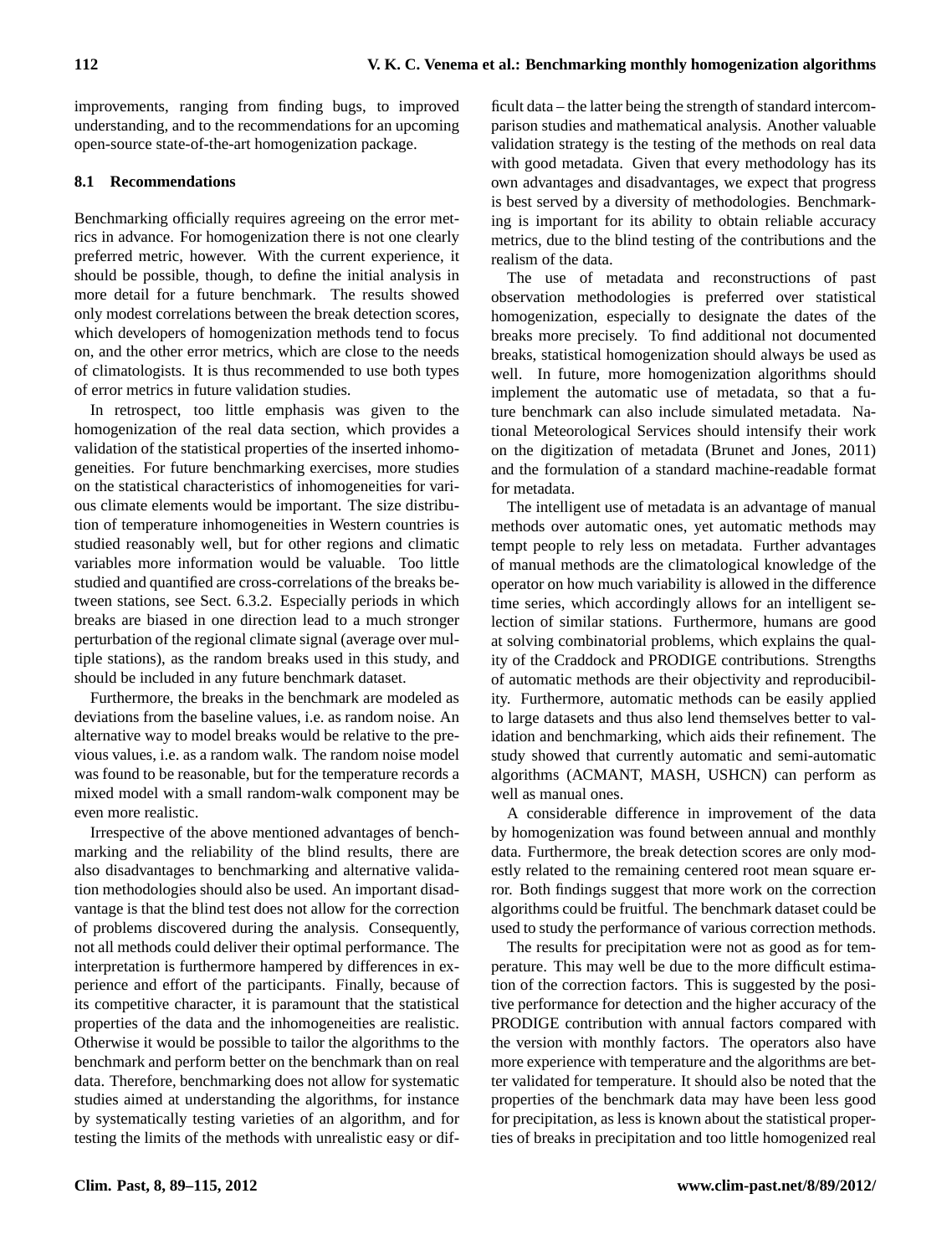improvements, ranging from finding bugs, to improved understanding, and to the recommendations for an upcoming open-source state-of-the-art homogenization package.

### 8.1 Recommendations

Benchmarking officially requires agreeing on the error metrics in advance. For homogenization there is not one clearly preferred metric, however. With the current experience, it should be possible, though, to define the initial analysis in more detail for a future benchmark. The results showed only modest correlations between the break detection scores, which developers of homogenization methods tend to focus on, and the other error metrics, which are close to the needs of climatologists. It is thus recommended to use both types of error metrics in future validation studies.

In retrospect, too little emphasis was given to the homogenization of the real data section, which provides a validation of the statistical properties of the inserted inhomogeneities. For future benchmarking exercises, more studies on the statistical characteristics of inhomogeneities for various climate elements would be important. The size distribution of temperature inhomogeneities in Western countries is studied reasonably well, but for other regions and climatic variables more information would be valuable. Too little studied and quantified are cross-correlations of the breaks between stations, see Sect. 6.3.2. Especially periods in which breaks are biased in one direction lead to a much stronger perturbation of the regional climate signal (average over multiple stations), as the random breaks used in this study, and should be included in any future benchmark dataset.

Furthermore, the breaks in the benchmark are modeled as deviations from the baseline values, i.e. as random noise. An alternative way to model breaks would be relative to the previous values, i.e. as a random walk. The random noise model was found to be reasonable, but for the temperature records a mixed model with a small random-walk component may be even more realistic.

Irrespective of the above mentioned advantages of benchmarking and the reliability of the blind results, there are also disadvantages to benchmarking and alternative validation methodologies should also be used. An important disadvantage is that the blind test does not allow for the correction of problems discovered during the analysis. Consequently, not all methods could deliver their optimal performance. The interpretation is furthermore hampered by differences in experience and effort of the participants. Finally, because of its competitive character, it is paramount that the statistical properties of the data and the inhomogeneities are realistic. Otherwise it would be possible to tailor the algorithms to the benchmark and perform better on the benchmark than on real data. Therefore, benchmarking does not allow for systematic studies aimed at understanding the algorithms, for instance by systematically testing varieties of an algorithm, and for testing the limits of the methods with unrealistic easy or difficult data – the latter being the strength of standard intercomparison studies and mathematical analysis. Another valuable validation strategy is the testing of the methods on real data with good metadata. Given that every methodology has its own advantages and disadvantages, we expect that progress is best served by a diversity of methodologies. Benchmarking is important for its ability to obtain reliable accuracy metrics, due to the blind testing of the contributions and the realism of the data.

The use of metadata and reconstructions of past observation methodologies is preferred over statistical homogenization, especially to designate the dates of the breaks more precisely. To find additional not documented breaks, statistical homogenization should always be used as well. In future, more homogenization algorithms should implement the automatic use of metadata, so that a future benchmark can also include simulated metadata. National Meteorological Services should intensify their work on the digitization of metadata (Brunet and Jones, 2011) and the formulation of a standard machine-readable format for metadata.

The intelligent use of metadata is an advantage of manual methods over automatic ones, yet automatic methods may tempt people to rely less on metadata. Further advantages of manual methods are the climatological knowledge of the operator on how much variability is allowed in the difference time series, which accordingly allows for an intelligent selection of similar stations. Furthermore, humans are good at solving combinatorial problems, which explains the quality of the Craddock and PRODIGE contributions. Strengths of automatic methods are their objectivity and reproducibility. Furthermore, automatic methods can be easily applied to large datasets and thus also lend themselves better to validation and benchmarking, which aids their refinement. The study showed that currently automatic and semi-automatic algorithms (ACMANT, MASH, USHCN) can perform as well as manual ones.

A considerable difference in improvement of the data by homogenization was found between annual and monthly data. Furthermore, the break detection scores are only modestly related to the remaining centered root mean square error. Both findings suggest that more work on the correction algorithms could be fruitful. The benchmark dataset could be used to study the performance of various correction methods.

The results for precipitation were not as good as for temperature. This may well be due to the more difficult estimation of the correction factors. This is suggested by the positive performance for detection and the higher accuracy of the PRODIGE contribution with annual factors compared with the version with monthly factors. The operators also have more experience with temperature and the algorithms are better validated for temperature. It should also be noted that the properties of the benchmark data may have been less good for precipitation, as less is known about the statistical properties of breaks in precipitation and too little homogenized real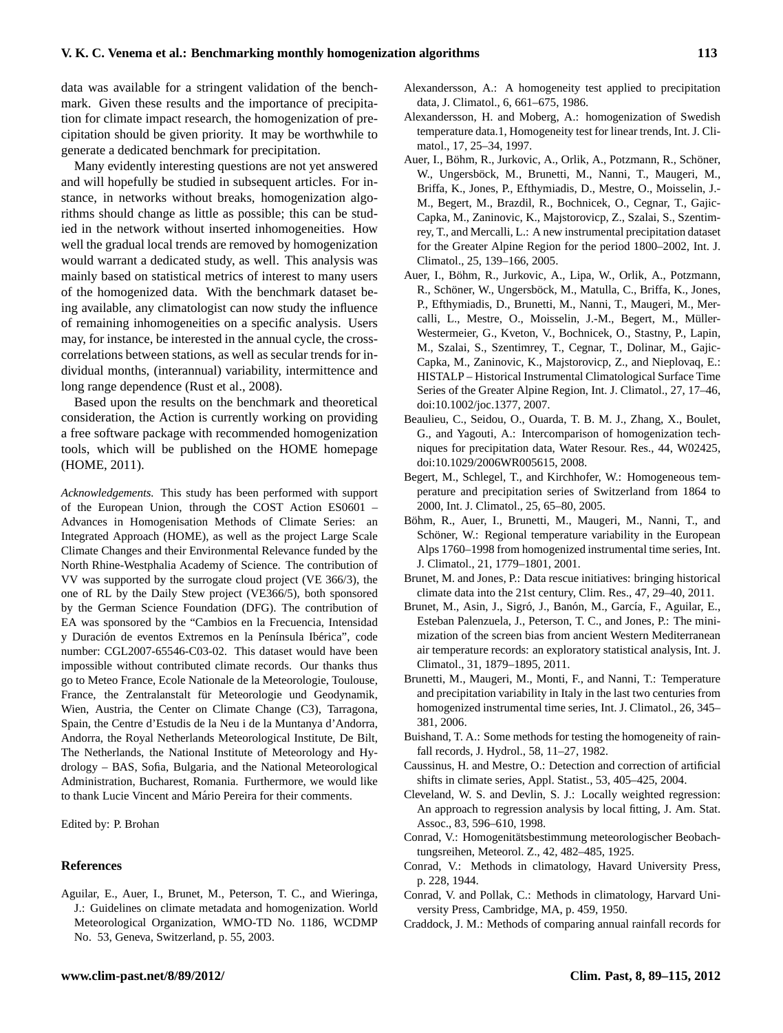data was available for a stringent validation of the benchmark. Given these results and the importance of precipitation for climate impact research, the homogenization of precipitation should be given priority. It may be worthwhile to generate a dedicated benchmark for precipitation.

Many evidently interesting questions are not yet answered and will hopefully be studied in subsequent articles. For instance, in networks without breaks, homogenization algorithms should change as little as possible; this can be studied in the network without inserted inhomogeneities. How well the gradual local trends are removed by homogenization would warrant a dedicated study, as well. This analysis was mainly based on statistical metrics of interest to many users of the homogenized data. With the benchmark dataset being available, any climatologist can now study the influence of remaining inhomogeneities on a specific analysis. Users may, for instance, be interested in the annual cycle, the cross-correlations between stations, as well as secular trends for individual months, (interannual) variability, intermittence and long range dependence (Rust et al., 2008).

Based upon the results on the benchmark and theoretical consideration, the Action is currently working on providing a free software package with recommended homogenization tools, which will be published on the HOME homepage (HOME, 2011).

*Acknowledgements.* This study has been performed with support of the European Union, through the COST Action ES0601 – Advances in Homogenisation Methods of Climate Series: an Integrated Approach (HOME), as well as the project Large Scale Climate Changes and their Environmental Relevance funded by the North Rhine-Westphalia Academy of Science. The contribution of VV was supported by the surrogate cloud project (VE 366/3), the one of RL by the Daily Stew project (VE366/5), both sponsored by the German Science Foundation (DFG). The contribution of EA was sponsored by the "Cambios en la Frecuencia, Intensidad y Duración de eventos Extremos en la Península Ibérica", code number: CGL2007-65546-C03-02. This dataset would have been impossible without contributed climate records. Our thanks thus go to Meteo France, Ecole Nationale de la Meteorologie, Toulouse, France, the Zentralanstalt für Meteorologie und Geodynamik, Wien, Austria, the Center on Climate Change (C3), Tarragona, Spain, the Centre d'Estudis de la Neu i de la Muntanya d'Andorra, Andorra, the Royal Netherlands Meteorological Institute, De Bilt, The Netherlands, the National Institute of Meteorology and Hydrology – BAS, Sofia, Bulgaria, and the National Meteorological Administration, Bucharest, Romania. Furthermore, we would like to thank Lucie Vincent and Mário Pereira for their comments.

Edited by: P. Brohan

## References

Aguilar, E., Auer, I., Brunet, M., Peterson, T. C., and Wieringa, J.: Guidelines on climate metadata and homogenization. World Meteorological Organization, WMO-TD No. 1186, WCDMP No. 53, Geneva, Switzerland, p. 55, 2003.

Alexandersson, A.: A homogeneity test applied to precipitation data, J. Climatol., 6, 661–675, 1986.

Alexandersson, H. and Moberg, A.: homogenization of Swedish temperature data.1, Homogeneity test for linear trends, Int. J. Climatol., 17, 25–34, 1997.

Auer, I., Böhm, R., Jurkovic, A., Orlik, A., Potzmann, R., Schöner, W., Ungersböck, M., Brunetti, M., Nanni, T., Maugeri, M., Briffa, K., Jones, P., Efthymiadis, D., Mestre, O., Moisselin, J.-M., Begert, M., Brazdil, R., Bochnicek, O., Cegnar, T., Gajic-Capka, M., Zaninovic, K., Majstorovicp, Z., Szalai, S., Szentimrey, T., and Mercalli, L.: A new instrumental precipitation dataset for the Greater Alpine Region for the period 1800–2002, Int. J. Climatol., 25, 139–166, 2005.

Auer, I., Böhm, R., Jurkovic, A., Lipa, W., Orlik, A., Potzmann, R., Schöner, W., Ungersböck, M., Matulla, C., Briffa, K., Jones, P., Efthymiadis, D., Brunetti, M., Nanni, T., Maugeri, M., Mercalli, L., Mestre, O., Moisselin, J.-M., Begert, M., Müller-Westermeier, G., Kveton, V., Bochnicek, O., Stastny, P., Lapin, M., Szalai, S., Szentimrey, T., Cegnar, T., Dolinar, M., Gajic-Capka, M., Zaninovic, K., Majstorovicp, Z., and Nieplovaq, E.: HISTALP – Historical Instrumental Climatological Surface Time Series of the Greater Alpine Region, Int. J. Climatol., 27, 17–46, doi:10.1002/joc.1377, 2007.

Beaulieu, C., Seidou, O., Ouarda, T. B. M. J., Zhang, X., Boulet, G., and Yagouti, A.: Intercomparison of homogenization techniques for precipitation data, Water Resour. Res., 44, W02425, doi:10.1029/2006WR005615, 2008.

Begert, M., Schlegel, T., and Kirchhofer, W.: Homogeneous temperature and precipitation series of Switzerland from 1864 to 2000, Int. J. Climatol., 25, 65–80, 2005.

Böhm, R., Auer, I., Brunetti, M., Maugeri, M., Nanni, T., and Schöner, W.: Regional temperature variability in the European Alps 1760–1998 from homogenized instrumental time series, Int. J. Climatol., 21, 1779–1801, 2001.

Brunet, M. and Jones, P.: Data rescue initiatives: bringing historical climate data into the 21st century, Clim. Res., 47, 29–40, 2011.

Brunet, M., Asin, J., Sigró, J., Banón, M., García, F., Aguilar, E., Esteban Palenzuela, J., Peterson, T. C., and Jones, P.: The minimization of the screen bias from ancient Western Mediterranean air temperature records: an exploratory statistical analysis, Int. J. Climatol., 31, 1879–1895, 2011.

Brunetti, M., Maugeri, M., Monti, F., and Nanni, T.: Temperature and precipitation variability in Italy in the last two centuries from homogenized instrumental time series, Int. J. Climatol., 26, 345–381, 2006.

Buishand, T. A.: Some methods for testing the homogeneity of rainfall records, J. Hydrol., 58, 11–27, 1982.

Caussinus, H. and Mestre, O.: Detection and correction of artificial shifts in climate series, Appl. Statist., 53, 405–425, 2004.

Cleveland, W. S. and Devlin, S. J.: Locally weighted regression: An approach to regression analysis by local fitting, J. Am. Stat. Assoc., 83, 596–610, 1998.

Conrad, V.: Homogenitätsbestimmung meteorologischer Beobachtungsreihen, Meteorol. Z., 42, 482–485, 1925.

Conrad, V.: Methods in climatology, Havard University Press, p. 228, 1944.

Conrad, V. and Pollak, C.: Methods in climatology, Harvard University Press, Cambridge, MA, p. 459, 1950.

Craddock, J. M.: Methods of comparing annual rainfall records for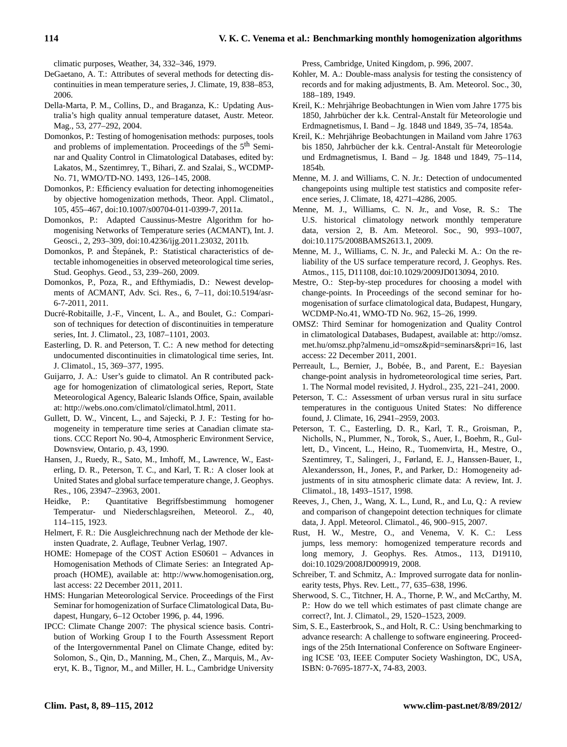climatic purposes, Weather, 34, 332–346, 1979.

DeGaetano, A. T.: Attributes of several methods for detecting discontinuities in mean temperature series, J. Climate, 19, 838–853, 2006.

Della-Marta, P. M., Collins, D., and Braganza, K.: Updating Australia's high quality annual temperature dataset, Austr. Meteor. Mag., 53, 277–292, 2004.

Domonkos, P.: Testing of homogenisation methods: purposes, tools and problems of implementation. Proceedings of the 5th Seminar and Quality Control in Climatological Databases, edited by: Lakatos, M., Szentimrey, T., Bihari, Z. and Szalai, S., WCDMP-No. 71, WMO/TD-NO. 1493, 126–145, 2008.

Domonkos, P.: Efficiency evaluation for detecting inhomogeneities by objective homogenization methods, Theor. Appl. Climatol., 105, 455–467, doi:10.1007/s00704-011-0399-7, 2011a.

Domonkos, P.: Adapted Caussinus-Mestre Algorithm for homogenising Networks of Temperature series (ACMANT), Int. J. Geosci., 2, 293–309, doi:10.4236/ijg.2011.23032, 2011b.

Domonkos, P. and Štepánek, P.: Statistical characteristics of detectable inhomogeneities in observed meteorological time series, Stud. Geophys. Geod., 53, 239–260, 2009.

Domonkos, P., Poza, R., and Efthymiadis, D.: Newest developments of ACMANT, Adv. Sci. Res., 6, 7–11, doi:10.5194/asr-6-7-2011, 2011.

Ducré-Robitaille, J.-F., Vincent, L. A., and Boulet, G.: Comparison of techniques for detection of discontinuities in temperature series, Int. J. Climatol., 23, 1087–1101, 2003.

Easterling, D. R. and Peterson, T. C.: A new method for detecting undocumented discontinuities in climatological time series, Int. J. Climatol., 15, 369–377, 1995.

Guijarro, J. A.: User's guide to climatol. An R contributed package for homogenization of climatological series, Report, State Meteorological Agency, Balearic Islands Office, Spain, available at: http://webs.ono.com/climatol/climatol.html, 2011.

Gullett, D. W., Vincent, L., and Sajecki, P. J. F.: Testing for homogeneity in temperature time series at Canadian climate stations. CCC Report No. 90-4, Atmospheric Environment Service, Downsview, Ontario, p. 43, 1990.

Hansen, J., Ruedy, R., Sato, M., Imhoff, M., Lawrence, W., Easterling, D. R., Peterson, T. C., and Karl, T. R.: A closer look at United States and global surface temperature change, J. Geophys. Res., 106, 23947–23963, 2001.

Heidke, P.: Quantitative Begriffsbestimmung homogener Temperatur- und Niederschlagsreihen, Meteorol. Z., 40, 114–115, 1923.

Helmert, F. R.: Die Ausgleichrechnung nach der Methode der kleinsten Quadrate, 2. Auflage, Teubner Verlag, 1907.

HOME: Homepage of the COST Action ES0601 – Advances in Homogenisation Methods of Climate Series: an Integrated Approach (HOME), available at: http://www.homogenisation.org, last access: 22 December 2011, 2011.

HMS: Hungarian Meteorological Service. Proceedings of the First Seminar for homogenization of Surface Climatological Data, Budapest, Hungary, 6–12 October 1996, p. 44, 1996.

IPCC: Climate Change 2007: The physical science basis. Contribution of Working Group I to the Fourth Assessment Report of the Intergovernmental Panel on Climate Change, edited by: Solomon, S., Qin, D., Manning, M., Chen, Z., Marquis, M., Averyt, K. B., Tignor, M., and Miller, H. L., Cambridge University Press, Cambridge, United Kingdom, p. 996, 2007.

Kohler, M. A.: Double-mass analysis for testing the consistency of records and for making adjustments, B. Am. Meteorol. Soc., 30, 188–189, 1949.

Kreil, K.: Mehrjährige Beobachtungen in Wien vom Jahre 1775 bis 1850, Jahrbücher der k.k. Central-Anstalt für Meteorologie und Erdmagnetismus, I. Band – Jg. 1848 und 1849, 35–74, 1854a.

Kreil, K.: Mehrjährige Beobachtungen in Mailand vom Jahre 1763 bis 1850, Jahrbücher der k.k. Central-Anstalt für Meteorologie und Erdmagnetismus, I. Band – Jg. 1848 und 1849, 75–114, 1854b.

Menne, M. J. and Williams, C. N. Jr.: Detection of undocumented changepoints using multiple test statistics and composite reference series, J. Climate, 18, 4271–4286, 2005.

Menne, M. J., Williams, C. N. Jr., and Vose, R. S.: The U.S. historical climatology network monthly temperature data, version 2, B. Am. Meteorol. Soc., 90, 993–1007, doi:10.1175/2008BAMS2613.1, 2009.

Menne, M. J., Williams, C. N. Jr., and Palecki M. A.: On the reliability of the US surface temperature record, J. Geophys. Res. Atmos., 115, D11108, doi:10.1029/2009JD013094, 2010.

Mestre, O.: Step-by-step procedures for choosing a model with change-points. In Proceedings of the second seminar for homogenisation of surface climatological data, Budapest, Hungary, WCDMP-No.41, WMO-TD No. 962, 15–26, 1999.

OMSZ: Third Seminar for homogenization and Quality Control in climatological Databases, Budapest, available at: http://omsz.met.hu/omsz.php?almenu_id=omsz&pid=seminars&pri=16, last access: 22 December 2011, 2001.

Perreault, L., Bernier, J., Bobée, B., and Parent, E.: Bayesian change-point analysis in hydrometeorological time series, Part. 1. The Normal model revisited, J. Hydrol., 235, 221–241, 2000.

Peterson, T. C.: Assessment of urban versus rural in situ surface temperatures in the contiguous United States: No difference found, J. Climate, 16, 2941–2959, 2003.

Peterson, T. C., Easterling, D. R., Karl, T. R., Groisman, P., Nicholls, N., Plummer, N., Torok, S., Auer, I., Boehm, R., Gullett, D., Vincent, L., Heino, R., Tuomenvirta, H., Mestre, O., Szentimrey, T., Salingeri, J., Førland, E. J., Hanssen-Bauer, I., Alexandersson, H., Jones, P., and Parker, D.: Homogeneity adjustments of in situ atmospheric climate data: A review, Int. J. Climatol., 18, 1493–1517, 1998.

Reeves, J., Chen, J., Wang, X. L., Lund, R., and Lu, Q.: A review and comparison of changepoint detection techniques for climate data, J. Appl. Meteorol. Climatol., 46, 900–915, 2007.

Rust, H. W., Mestre, O., and Venema, V. K. C.: Less jumps, less memory: homogenized temperature records and long memory, J. Geophys. Res. Atmos., 113, D19110, doi:10.1029/2008JD009919, 2008.

Schreiber, T. and Schmitz, A.: Improved surrogate data for nonlinearity tests, Phys. Rev. Lett., 77, 635–638, 1996.

Sherwood, S. C., Titchner, H. A., Thorne, P. W., and McCarthy, M. P.: How do we tell which estimates of past climate change are correct?, Int. J. Climatol., 29, 1520–1523, 2009.

Sim, S. E., Easterbrook, S., and Holt, R. C.: Using benchmarking to advance research: A challenge to software engineering. Proceedings of the 25th International Conference on Software Engineering ICSE '03, IEEE Computer Society Washington, DC, USA, ISBN: 0-7695-1877-X, 74-83, 2003.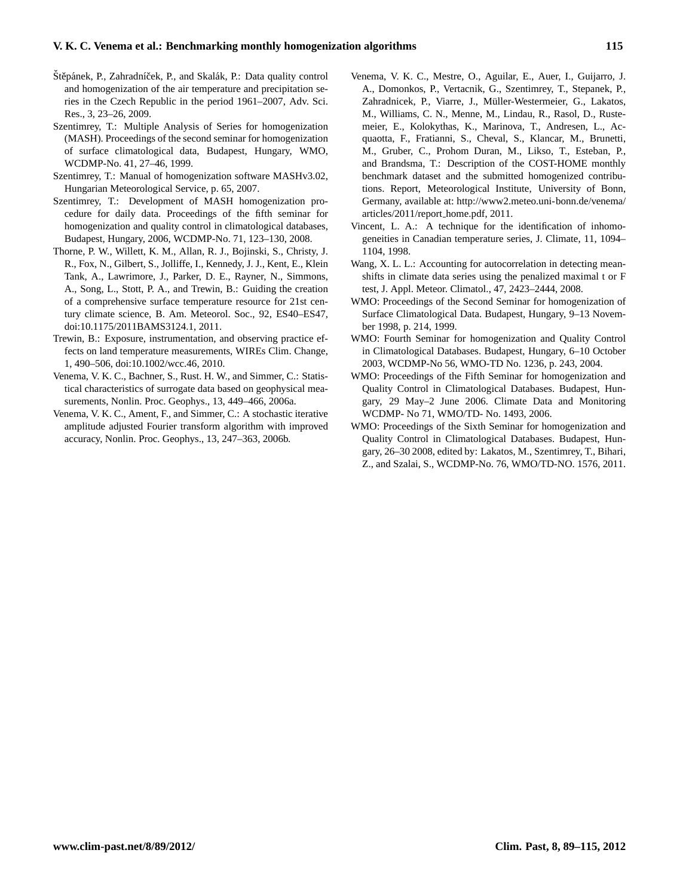Štěpánek, P., Zahradníček, P., and Skalák, P.: Data quality control and homogenization of the air temperature and precipitation series in the Czech Republic in the period 1961–2007, Adv. Sci. Res., 3, 23–26, 2009.

Szentimrey, T.: Multiple Analysis of Series for homogenization (MASH). Proceedings of the second seminar for homogenization of surface climatological data, Budapest, Hungary, WMO, WCDMP-No. 41, 27–46, 1999.

Szentimrey, T.: Manual of homogenization software MASHv3.02, Hungarian Meteorological Service, p. 65, 2007.

Szentimrey, T.: Development of MASH homogenization procedure for daily data. Proceedings of the fifth seminar for homogenization and quality control in climatological databases, Budapest, Hungary, 2006, WCDMP-No. 71, 123–130, 2008.

Thorne, P. W., Willett, K. M., Allan, R. J., Bojinski, S., Christy, J. R., Fox, N., Gilbert, S., Jolliffe, I., Kennedy, J. J., Kent, E., Klein Tank, A., Lawrimore, J., Parker, D. E., Rayner, N., Simmons, A., Song, L., Stott, P. A., and Trewin, B.: Guiding the creation of a comprehensive surface temperature resource for 21st century climate science, B. Am. Meteorol. Soc., 92, ES40–ES47, doi:10.1175/2011BAMS3124.1, 2011.

Trewin, B.: Exposure, instrumentation, and observing practice effects on land temperature measurements, WIREs Clim. Change, 1, 490–506, doi:10.1002/wcc.46, 2010.

Venema, V. K. C., Bachner, S., Rust. H. W., and Simmer, C.: Statistical characteristics of surrogate data based on geophysical measurements, Nonlin. Proc. Geophys., 13, 449–466, 2006a.

Venema, V. K. C., Ament, F., and Simmer, C.: A stochastic iterative amplitude adjusted Fourier transform algorithm with improved accuracy, Nonlin. Proc. Geophys., 13, 247–363, 2006b.

Venema, V. K. C., Mestre, O., Aguilar, E., Auer, I., Guijarro, J. A., Domonkos, P., Vertacnik, G., Szentimrey, T., Stepanek, P., Zahradnicek, P., Viarre, J., Müller-Westermeier, G., Lakatos, M., Williams, C. N., Menne, M., Lindau, R., Rasol, D., Rustemeier, E., Kolokythas, K., Marinova, T., Andresen, L., Acquaotta, F., Fratianni, S., Cheval, S., Klancar, M., Brunetti, M., Gruber, C., Prohom Duran, M., Likso, T., Esteban, P., and Brandsma, T.: Description of the COST-HOME monthly benchmark dataset and the submitted homogenized contributions. Report, Meteorological Institute, University of Bonn, Germany, available at: http://www2.meteo.uni-bonn.de/venema/articles/2011/report_home.pdf, 2011.

Vincent, L. A.: A technique for the identification of inhomogeneities in Canadian temperature series, J. Climate, 11, 1094–1104, 1998.

Wang, X. L. L.: Accounting for autocorrelation in detecting mean-shifts in climate data series using the penalized maximal t or F test, J. Appl. Meteor. Climatol., 47, 2423–2444, 2008.

WMO: Proceedings of the Second Seminar for homogenization of Surface Climatological Data. Budapest, Hungary, 9–13 November 1998, p. 214, 1999.

WMO: Fourth Seminar for homogenization and Quality Control in Climatological Databases. Budapest, Hungary, 6–10 October 2003, WCDMP-No 56, WMO-TD No. 1236, p. 243, 2004.

WMO: Proceedings of the Fifth Seminar for homogenization and Quality Control in Climatological Databases. Budapest, Hungary, 29 May–2 June 2006. Climate Data and Monitoring WCDMP- No 71, WMO/TD- No. 1493, 2006.

WMO: Proceedings of the Sixth Seminar for homogenization and Quality Control in Climatological Databases. Budapest, Hungary, 26–30 2008, edited by: Lakatos, M., Szentimrey, T., Bihari, Z., and Szalai, S., WCDMP-No. 76, WMO/TD-NO. 1576, 2011.